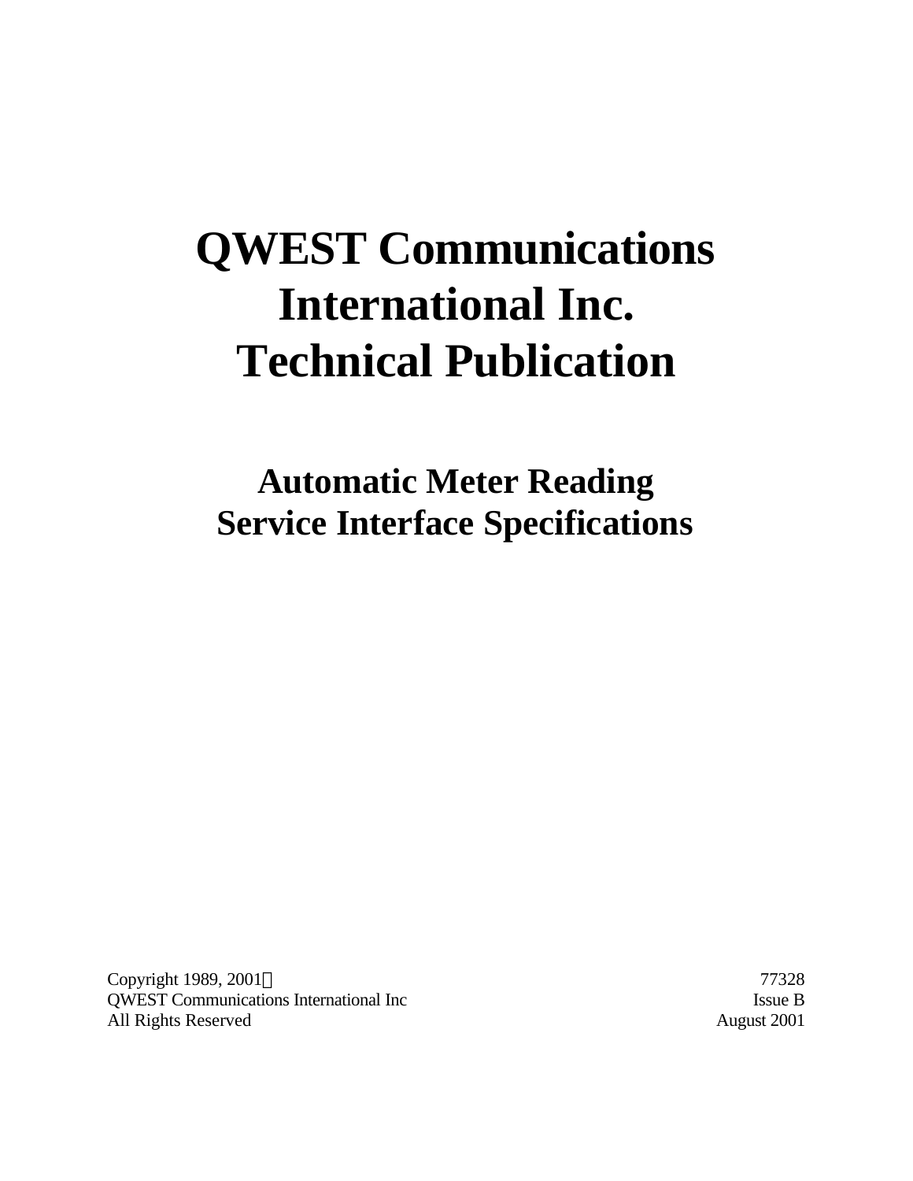# QWEST Communications International Inc. Technical Publication

## Automatic Meter Reading Service Interface Specifications

Copyright 1989, 2001© 
QWEST Communications International Inc 
All Rights Reserved

77328 
Issue B 
August 2001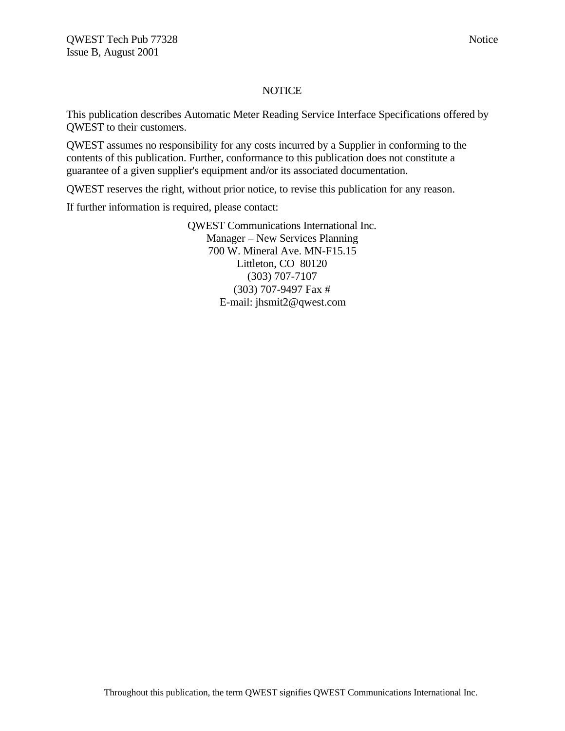# NOTICE

This publication describes Automatic Meter Reading Service Interface Specifications offered by QWEST to their customers.

QWEST assumes no responsibility for any costs incurred by a Supplier in conforming to the contents of this publication. Further, conformance to this publication does not constitute a guarantee of a given supplier's equipment and/or its associated documentation.

QWEST reserves the right, without prior notice, to revise this publication for any reason.

If further information is required, please contact:

QWEST Communications International Inc.
Manager – New Services Planning
700 W. Mineral Ave. MN-F15.15
Littleton, CO 80120
(303) 707-7107
(303) 707-9497 Fax #
E-mail: jhsmit2@qwest.com

Throughout this publication, the term QWEST signifies QWEST Communications International Inc.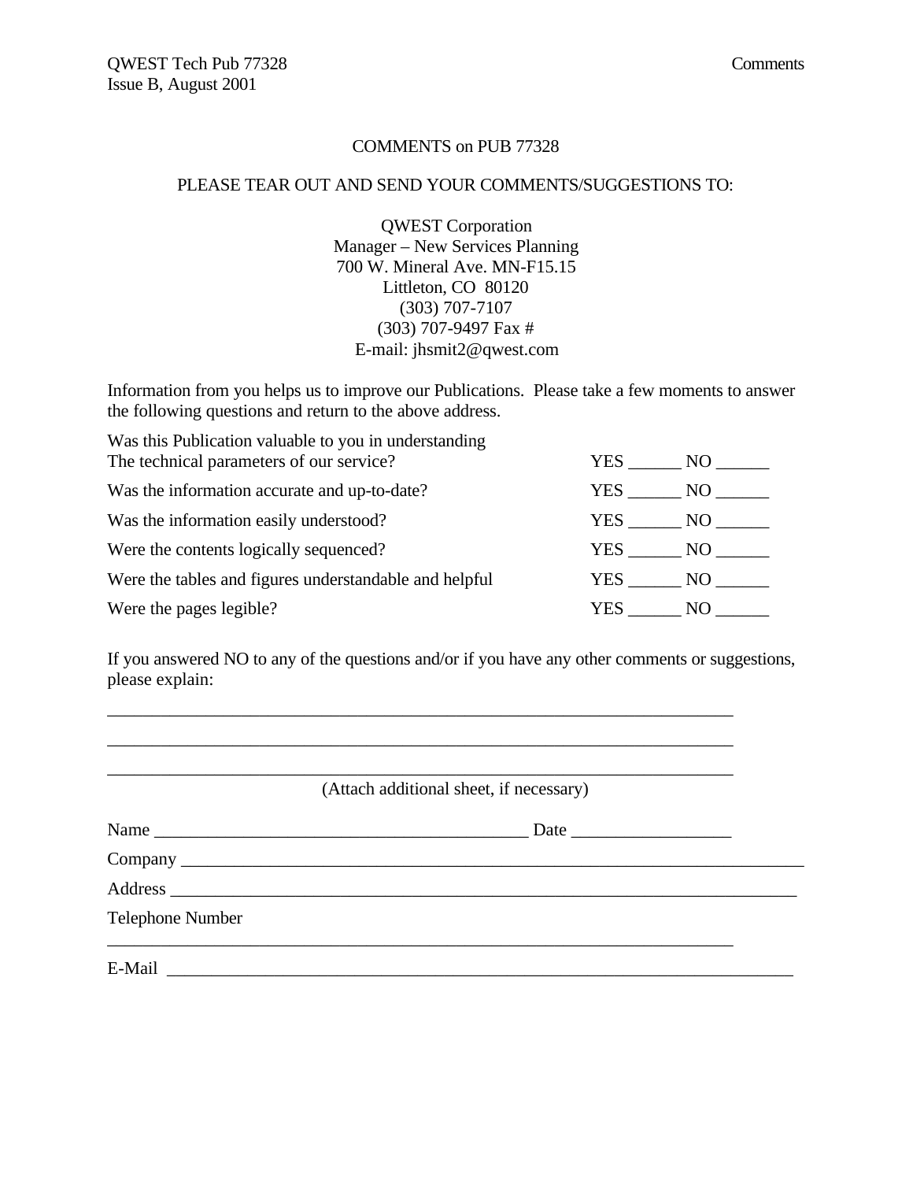COMMENTS on PUB 77328

PLEASE TEAR OUT AND SEND YOUR COMMENTS/SUGGESTIONS TO:

QWEST Corporation
Manager – New Services Planning
700 W. Mineral Ave. MN-F15.15
Littleton, CO 80120
(303) 707-7107
(303) 707-9497 Fax #
E-mail: jhsmit2@qwest.com

Information from you helps us to improve our Publications. Please take a few moments to answer the following questions and return to the above address.

| | |
|---|---|
| Was this Publication valuable to you in understanding The technical parameters of our service? | YES ______ NO ______ |
| Was the information accurate and up-to-date? | YES ______ NO ______ |
| Was the information easily understood? | YES ______ NO ______ |
| Were the contents logically sequenced? | YES ______ NO ______ |
| Were the tables and figures understandable and helpful | YES ______ NO ______ |
| Were the pages legible? | YES ______ NO ______ |

If you answered NO to any of the questions and/or if you have any other comments or suggestions, please explain:

________________________________________________________________________

________________________________________________________________________

________________________________________________________________________

(Attach additional sheet, if necessary)

Name ___________________________________________ Date __________________

Company ________________________________________________________________________

Address ________________________________________________________________________

Telephone Number

________________________________________________________________________

E-Mail ________________________________________________________________________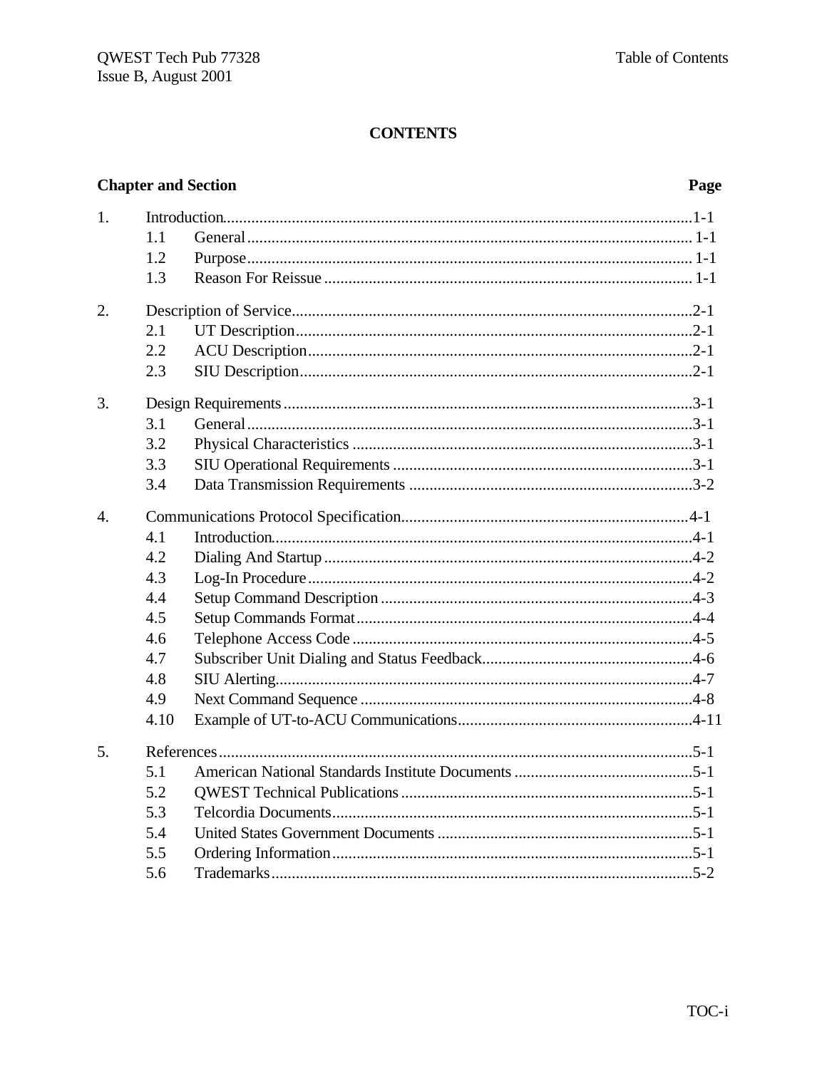# CONTENTS

| Chapter and Section | | | Page |
|---|---|---|---|
| 1. | Introduction | | 1-1 |
| | 1.1 | General | 1-1 |
| | 1.2 | Purpose | 1-1 |
| | 1.3 | Reason For Reissue | 1-1 |
| 2. | Description of Service | | 2-1 |
| | 2.1 | UT Description | 2-1 |
| | 2.2 | ACU Description | 2-1 |
| | 2.3 | SIU Description | 2-1 |
| 3. | Design Requirements | | 3-1 |
| | 3.1 | General | 3-1 |
| | 3.2 | Physical Characteristics | 3-1 |
| | 3.3 | SIU Operational Requirements | 3-1 |
| | 3.4 | Data Transmission Requirements | 3-2 |
| 4. | Communications Protocol Specification | | 4-1 |
| | 4.1 | Introduction | 4-1 |
| | 4.2 | Dialing And Startup | 4-2 |
| | 4.3 | Log-In Procedure | 4-2 |
| | 4.4 | Setup Command Description | 4-3 |
| | 4.5 | Setup Commands Format | 4-4 |
| | 4.6 | Telephone Access Code | 4-5 |
| | 4.7 | Subscriber Unit Dialing and Status Feedback | 4-6 |
| | 4.8 | SIU Alerting | 4-7 |
| | 4.9 | Next Command Sequence | 4-8 |
| | 4.10 | Example of UT-to-ACU Communications | 4-11 |
| 5. | References | | 5-1 |
| | 5.1 | American National Standards Institute Documents | 5-1 |
| | 5.2 | QWEST Technical Publications | 5-1 |
| | 5.3 | Telcordia Documents | 5-1 |
| | 5.4 | United States Government Documents | 5-1 |
| | 5.5 | Ordering Information | 5-1 |
| | 5.6 | Trademarks | 5-2 |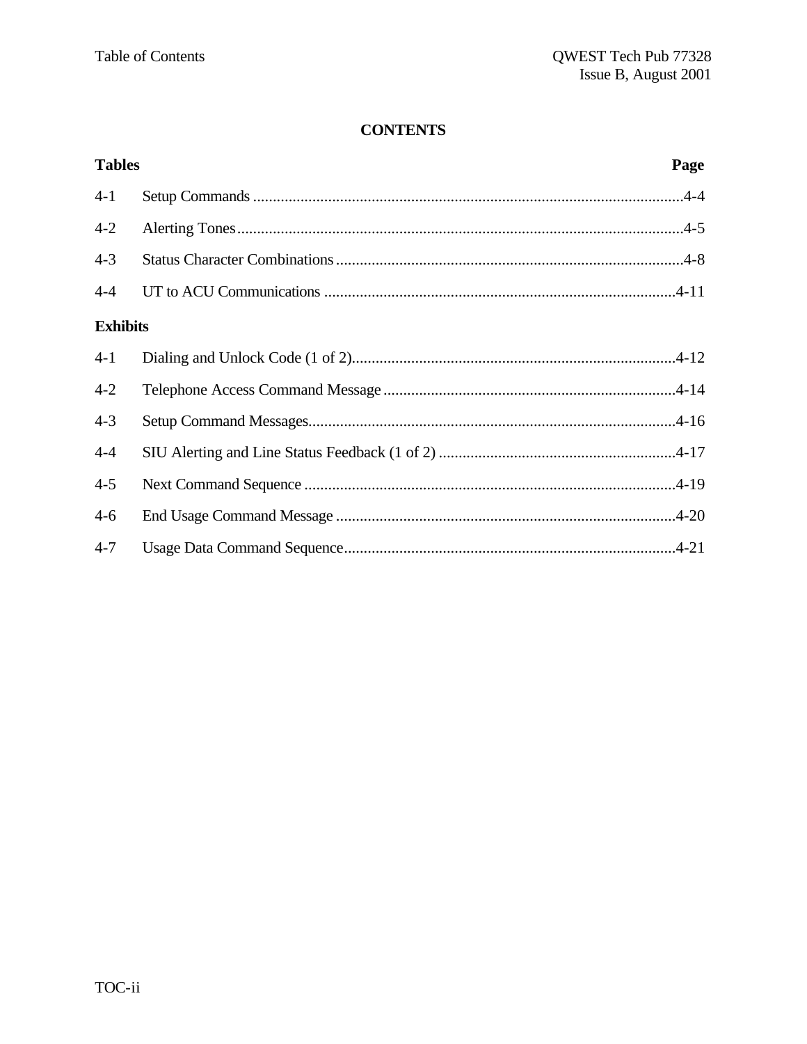# CONTENTS

| Tables | | Page |
|---|---|---|
| 4-1 | Setup Commands | 4-4 |
| 4-2 | Alerting Tones | 4-5 |
| 4-3 | Status Character Combinations | 4-8 |
| 4-4 | UT to ACU Communications | 4-11 |

| Exhibits | | |
|---|---|---|
| 4-1 | Dialing and Unlock Code (1 of 2) | 4-12 |
| 4-2 | Telephone Access Command Message | 4-14 |
| 4-3 | Setup Command Messages | 4-16 |
| 4-4 | SIU Alerting and Line Status Feedback (1 of 2) | 4-17 |
| 4-5 | Next Command Sequence | 4-19 |
| 4-6 | End Usage Command Message | 4-20 |
| 4-7 | Usage Data Command Sequence | 4-21 |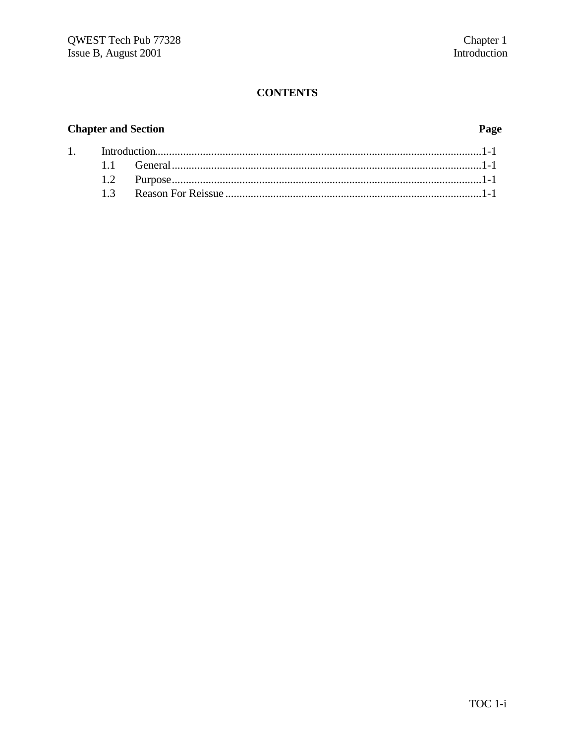## CONTENTS

| Chapter and Section | | Page |
|---|---|---|
| 1. | Introduction | 1-1 |
| | 1.1 General | 1-1 |
| | 1.2 Purpose | 1-1 |
| | 1.3 Reason For Reissue | 1-1 |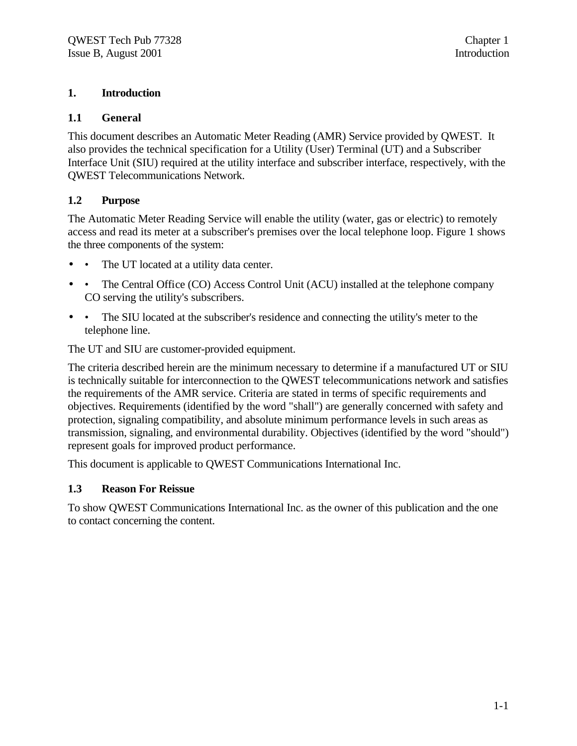# 1. Introduction

## 1.1 General

This document describes an Automatic Meter Reading (AMR) Service provided by QWEST. It also provides the technical specification for a Utility (User) Terminal (UT) and a Subscriber Interface Unit (SIU) required at the utility interface and subscriber interface, respectively, with the QWEST Telecommunications Network.

## 1.2 Purpose

The Automatic Meter Reading Service will enable the utility (water, gas or electric) to remotely access and read its meter at a subscriber's premises over the local telephone loop. Figure 1 shows the three components of the system:

- The UT located at a utility data center.
- The Central Office (CO) Access Control Unit (ACU) installed at the telephone company CO serving the utility's subscribers.
- The SIU located at the subscriber's residence and connecting the utility's meter to the telephone line.

The UT and SIU are customer-provided equipment.

The criteria described herein are the minimum necessary to determine if a manufactured UT or SIU is technically suitable for interconnection to the QWEST telecommunications network and satisfies the requirements of the AMR service. Criteria are stated in terms of specific requirements and objectives. Requirements (identified by the word "shall") are generally concerned with safety and protection, signaling compatibility, and absolute minimum performance levels in such areas as transmission, signaling, and environmental durability. Objectives (identified by the word "should") represent goals for improved product performance.

This document is applicable to QWEST Communications International Inc.

## 1.3 Reason For Reissue

To show QWEST Communications International Inc. as the owner of this publication and the one to contact concerning the content.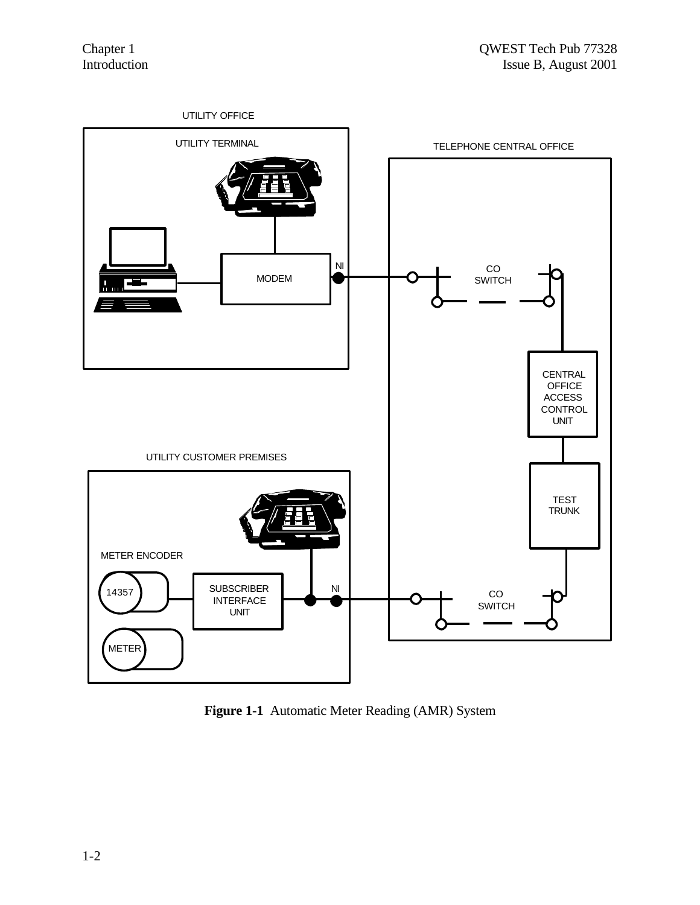UTILITY OFFICE

UTILITY TERMINAL

MODEM

NI

TELEPHONE CENTRAL OFFICE

CO SWITCH

CENTRAL OFFICE ACCESS CONTROL UNIT

TEST TRUNK

CO SWITCH

UTILITY CUSTOMER PREMISES

METER ENCODER

14357

SUBSCRIBER INTERFACE UNIT

NI

METER

**Figure 1-1** Automatic Meter Reading (AMR) System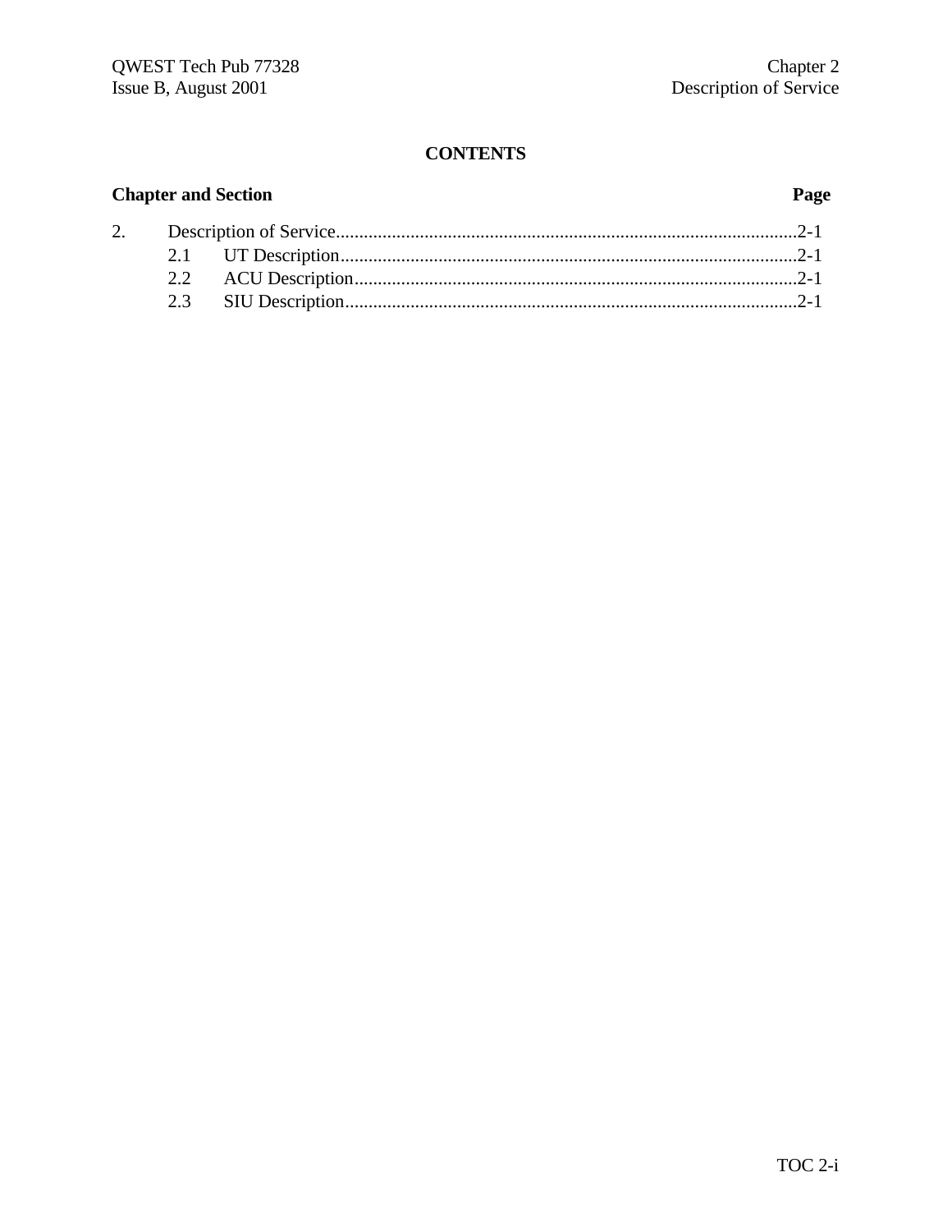# CONTENTS

| Chapter and Section | | Page |
|---|---|---|
| 2. | Description of Service | 2-1 |
| | 2.1 UT Description | 2-1 |
| | 2.2 ACU Description | 2-1 |
| | 2.3 SIU Description | 2-1 |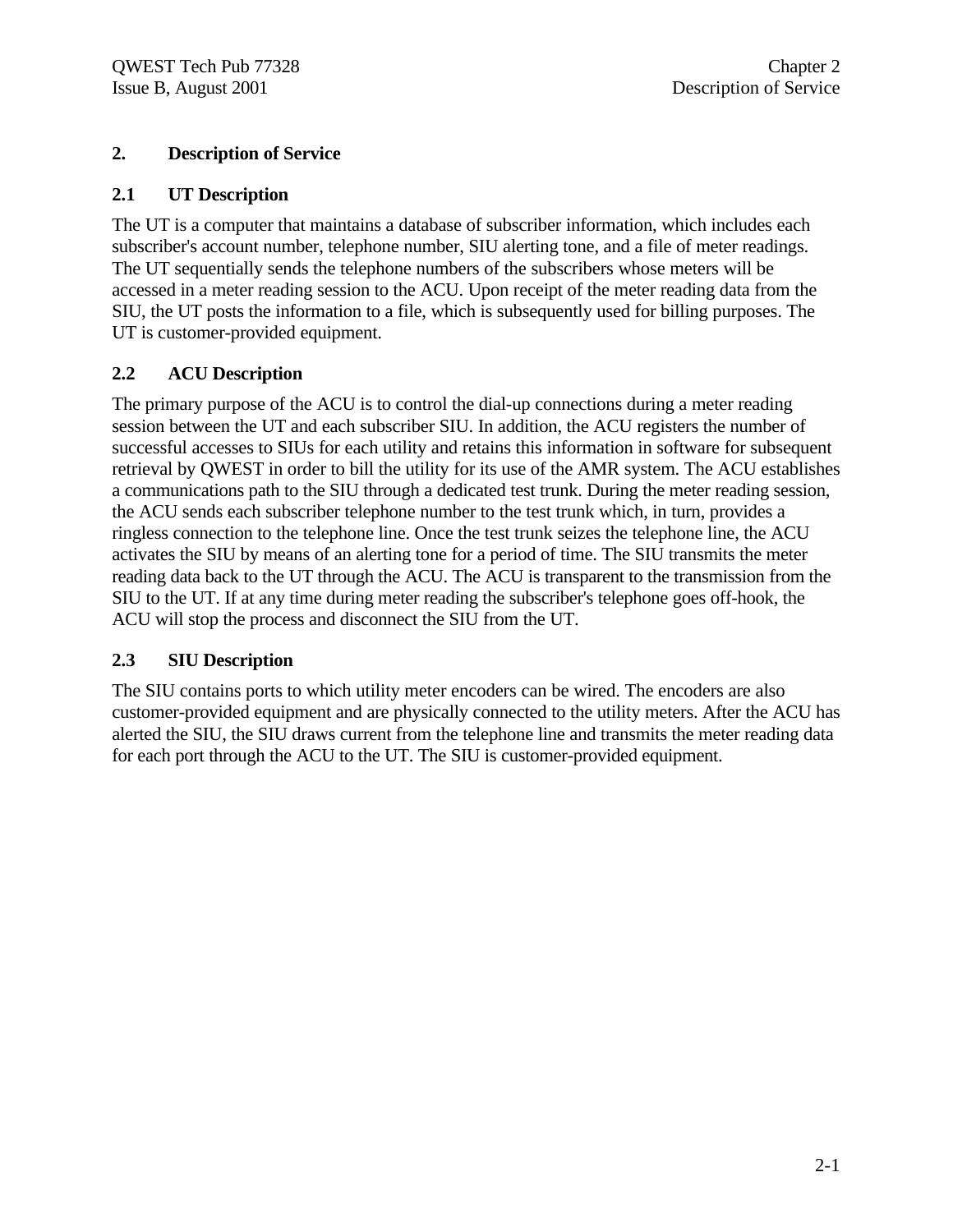## 2. Description of Service

### 2.1 UT Description

The UT is a computer that maintains a database of subscriber information, which includes each subscriber's account number, telephone number, SIU alerting tone, and a file of meter readings. The UT sequentially sends the telephone numbers of the subscribers whose meters will be accessed in a meter reading session to the ACU. Upon receipt of the meter reading data from the SIU, the UT posts the information to a file, which is subsequently used for billing purposes. The UT is customer-provided equipment.

### 2.2 ACU Description

The primary purpose of the ACU is to control the dial-up connections during a meter reading session between the UT and each subscriber SIU. In addition, the ACU registers the number of successful accesses to SIUs for each utility and retains this information in software for subsequent retrieval by QWEST in order to bill the utility for its use of the AMR system. The ACU establishes a communications path to the SIU through a dedicated test trunk. During the meter reading session, the ACU sends each subscriber telephone number to the test trunk which, in turn, provides a ringless connection to the telephone line. Once the test trunk seizes the telephone line, the ACU activates the SIU by means of an alerting tone for a period of time. The SIU transmits the meter reading data back to the UT through the ACU. The ACU is transparent to the transmission from the SIU to the UT. If at any time during meter reading the subscriber's telephone goes off-hook, the ACU will stop the process and disconnect the SIU from the UT.

### 2.3 SIU Description

The SIU contains ports to which utility meter encoders can be wired. The encoders are also customer-provided equipment and are physically connected to the utility meters. After the ACU has alerted the SIU, the SIU draws current from the telephone line and transmits the meter reading data for each port through the ACU to the UT. The SIU is customer-provided equipment.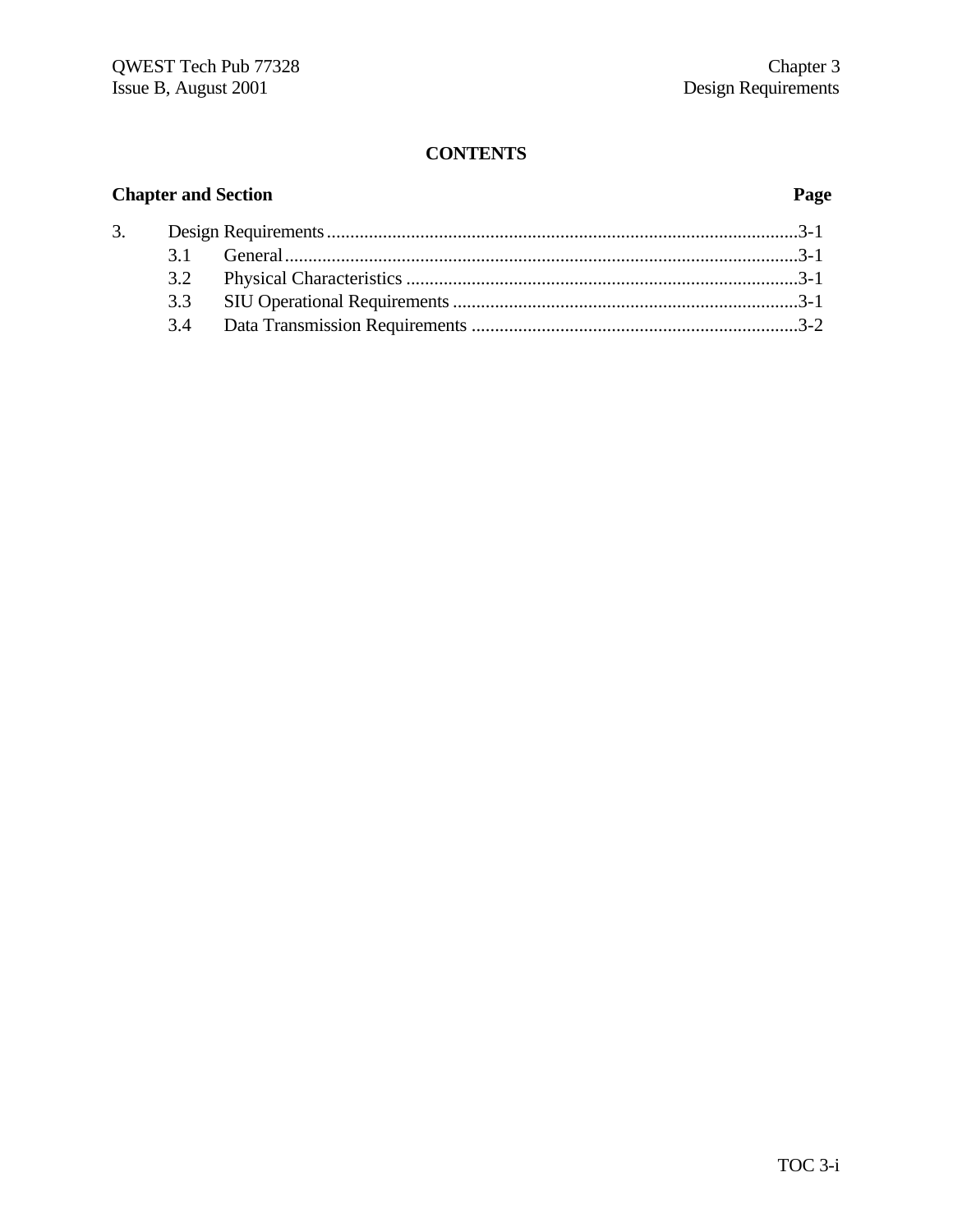# CONTENTS

| Chapter and Section | | Page |
|---|---|---|
| 3. | Design Requirements | 3-1 |
| 3.1 | General | 3-1 |
| 3.2 | Physical Characteristics | 3-1 |
| 3.3 | SIU Operational Requirements | 3-1 |
| 3.4 | Data Transmission Requirements | 3-2 |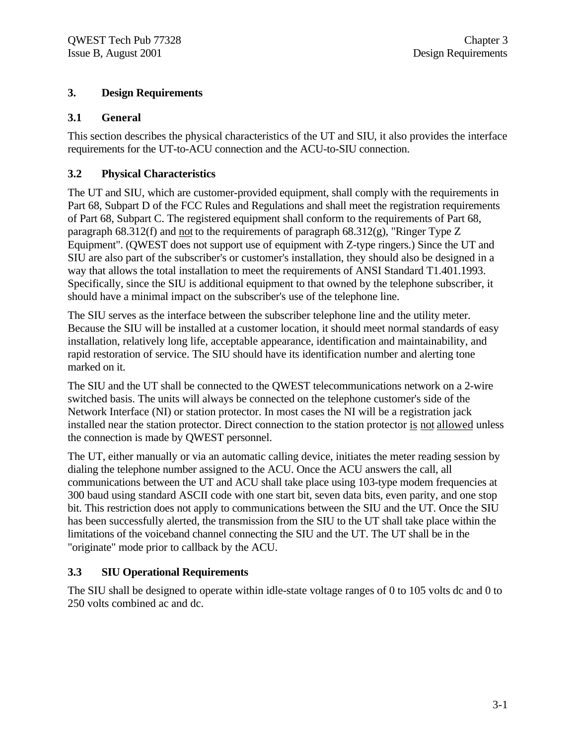# 3. Design Requirements

## 3.1 General

This section describes the physical characteristics of the UT and SIU, it also provides the interface requirements for the UT-to-ACU connection and the ACU-to-SIU connection.

## 3.2 Physical Characteristics

The UT and SIU, which are customer-provided equipment, shall comply with the requirements in Part 68, Subpart D of the FCC Rules and Regulations and shall meet the registration requirements of Part 68, Subpart C. The registered equipment shall conform to the requirements of Part 68, paragraph 68.312(f) and <u>not</u> to the requirements of paragraph 68.312(g), "Ringer Type Z Equipment". (QWEST does not support use of equipment with Z-type ringers.) Since the UT and SIU are also part of the subscriber's or customer's installation, they should also be designed in a way that allows the total installation to meet the requirements of ANSI Standard T1.401.1993. Specifically, since the SIU is additional equipment to that owned by the telephone subscriber, it should have a minimal impact on the subscriber's use of the telephone line.

The SIU serves as the interface between the subscriber telephone line and the utility meter. Because the SIU will be installed at a customer location, it should meet normal standards of easy installation, relatively long life, acceptable appearance, identification and maintainability, and rapid restoration of service. The SIU should have its identification number and alerting tone marked on it.

The SIU and the UT shall be connected to the QWEST telecommunications network on a 2-wire switched basis. The units will always be connected on the telephone customer's side of the Network Interface (NI) or station protector. In most cases the NI will be a registration jack installed near the station protector. Direct connection to the station protector <u>is not allowed</u> unless the connection is made by QWEST personnel.

The UT, either manually or via an automatic calling device, initiates the meter reading session by dialing the telephone number assigned to the ACU. Once the ACU answers the call, all communications between the UT and ACU shall take place using 103-type modem frequencies at 300 baud using standard ASCII code with one start bit, seven data bits, even parity, and one stop bit. This restriction does not apply to communications between the SIU and the UT. Once the SIU has been successfully alerted, the transmission from the SIU to the UT shall take place within the limitations of the voiceband channel connecting the SIU and the UT. The UT shall be in the "originate" mode prior to callback by the ACU.

## 3.3 SIU Operational Requirements

The SIU shall be designed to operate within idle-state voltage ranges of 0 to 105 volts dc and 0 to 250 volts combined ac and dc.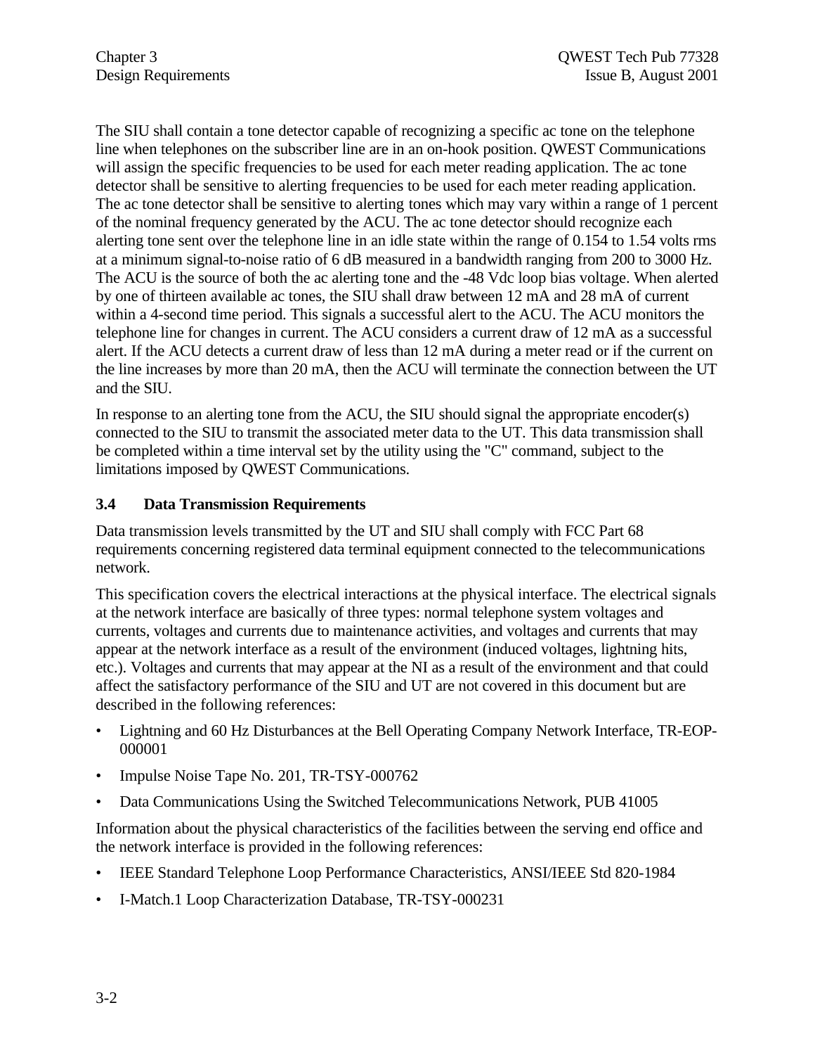The SIU shall contain a tone detector capable of recognizing a specific ac tone on the telephone line when telephones on the subscriber line are in an on-hook position. QWEST Communications will assign the specific frequencies to be used for each meter reading application. The ac tone detector shall be sensitive to alerting frequencies to be used for each meter reading application. The ac tone detector shall be sensitive to alerting tones which may vary within a range of 1 percent of the nominal frequency generated by the ACU. The ac tone detector should recognize each alerting tone sent over the telephone line in an idle state within the range of 0.154 to 1.54 volts rms at a minimum signal-to-noise ratio of 6 dB measured in a bandwidth ranging from 200 to 3000 Hz. The ACU is the source of both the ac alerting tone and the -48 Vdc loop bias voltage. When alerted by one of thirteen available ac tones, the SIU shall draw between 12 mA and 28 mA of current within a 4-second time period. This signals a successful alert to the ACU. The ACU monitors the telephone line for changes in current. The ACU considers a current draw of 12 mA as a successful alert. If the ACU detects a current draw of less than 12 mA during a meter read or if the current on the line increases by more than 20 mA, then the ACU will terminate the connection between the UT and the SIU.

In response to an alerting tone from the ACU, the SIU should signal the appropriate encoder(s) connected to the SIU to transmit the associated meter data to the UT. This data transmission shall be completed within a time interval set by the utility using the "C" command, subject to the limitations imposed by QWEST Communications.

### 3.4 Data Transmission Requirements

Data transmission levels transmitted by the UT and SIU shall comply with FCC Part 68 requirements concerning registered data terminal equipment connected to the telecommunications network.

This specification covers the electrical interactions at the physical interface. The electrical signals at the network interface are basically of three types: normal telephone system voltages and currents, voltages and currents due to maintenance activities, and voltages and currents that may appear at the network interface as a result of the environment (induced voltages, lightning hits, etc.). Voltages and currents that may appear at the NI as a result of the environment and that could affect the satisfactory performance of the SIU and UT are not covered in this document but are described in the following references:

- Lightning and 60 Hz Disturbances at the Bell Operating Company Network Interface, TR-EOP-000001
- Impulse Noise Tape No. 201, TR-TSY-000762
- Data Communications Using the Switched Telecommunications Network, PUB 41005

Information about the physical characteristics of the facilities between the serving end office and the network interface is provided in the following references:

- IEEE Standard Telephone Loop Performance Characteristics, ANSI/IEEE Std 820-1984
- I-Match.1 Loop Characterization Database, TR-TSY-000231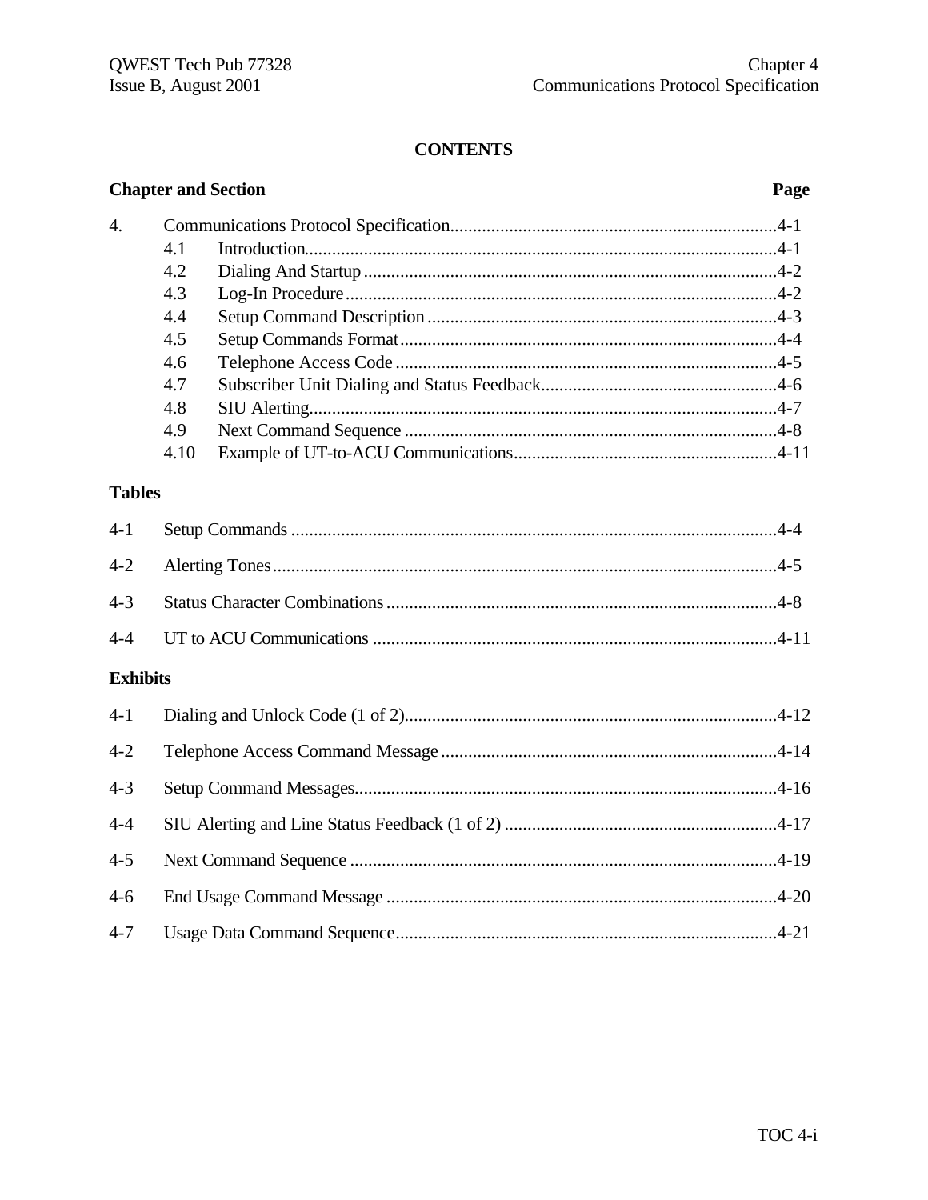# CONTENTS

| Chapter and Section | | Page |
|---|---|---|
| 4. | Communications Protocol Specification | 4-1 |
| 4.1 | Introduction | 4-1 |
| 4.2 | Dialing And Startup | 4-2 |
| 4.3 | Log-In Procedure | 4-2 |
| 4.4 | Setup Command Description | 4-3 |
| 4.5 | Setup Commands Format | 4-4 |
| 4.6 | Telephone Access Code | 4-5 |
| 4.7 | Subscriber Unit Dialing and Status Feedback | 4-6 |
| 4.8 | SIU Alerting | 4-7 |
| 4.9 | Next Command Sequence | 4-8 |
| 4.10 | Example of UT-to-ACU Communications | 4-11 |

## Tables

| | | |
|---|---|---|
| 4-1 | Setup Commands | 4-4 |
| 4-2 | Alerting Tones | 4-5 |
| 4-3 | Status Character Combinations | 4-8 |
| 4-4 | UT to ACU Communications | 4-11 |

## Exhibits

| | | |
|---|---|---|
| 4-1 | Dialing and Unlock Code (1 of 2) | 4-12 |
| 4-2 | Telephone Access Command Message | 4-14 |
| 4-3 | Setup Command Messages | 4-16 |
| 4-4 | SIU Alerting and Line Status Feedback (1 of 2) | 4-17 |
| 4-5 | Next Command Sequence | 4-19 |
| 4-6 | End Usage Command Message | 4-20 |
| 4-7 | Usage Data Command Sequence | 4-21 |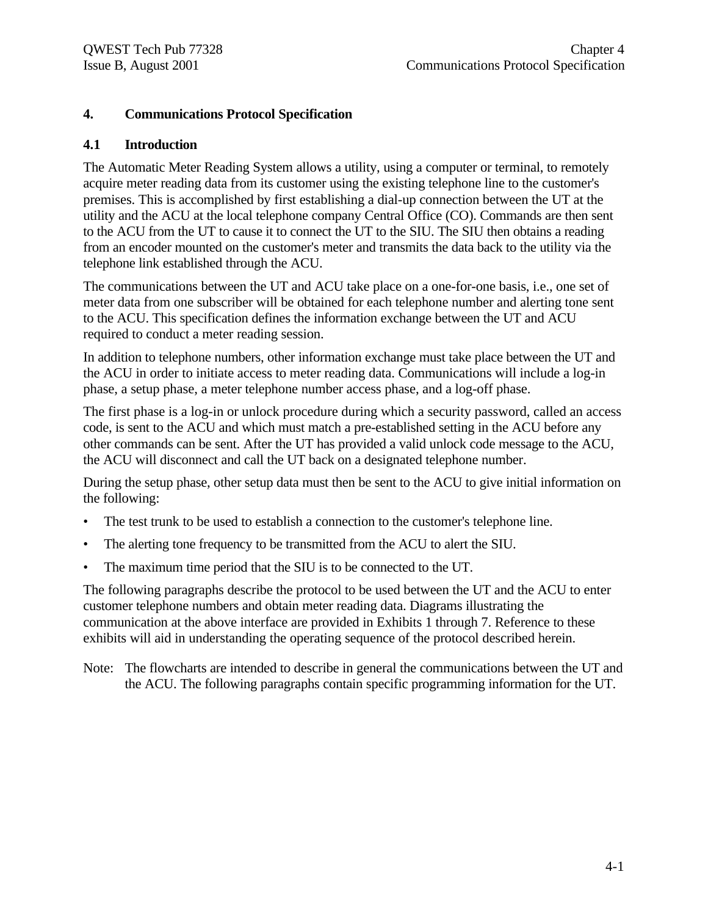# 4. Communications Protocol Specification

## 4.1 Introduction

The Automatic Meter Reading System allows a utility, using a computer or terminal, to remotely acquire meter reading data from its customer using the existing telephone line to the customer's premises. This is accomplished by first establishing a dial-up connection between the UT at the utility and the ACU at the local telephone company Central Office (CO). Commands are then sent to the ACU from the UT to cause it to connect the UT to the SIU. The SIU then obtains a reading from an encoder mounted on the customer's meter and transmits the data back to the utility via the telephone link established through the ACU.

The communications between the UT and ACU take place on a one-for-one basis, i.e., one set of meter data from one subscriber will be obtained for each telephone number and alerting tone sent to the ACU. This specification defines the information exchange between the UT and ACU required to conduct a meter reading session.

In addition to telephone numbers, other information exchange must take place between the UT and the ACU in order to initiate access to meter reading data. Communications will include a log-in phase, a setup phase, a meter telephone number access phase, and a log-off phase.

The first phase is a log-in or unlock procedure during which a security password, called an access code, is sent to the ACU and which must match a pre-established setting in the ACU before any other commands can be sent. After the UT has provided a valid unlock code message to the ACU, the ACU will disconnect and call the UT back on a designated telephone number.

During the setup phase, other setup data must then be sent to the ACU to give initial information on the following:

- The test trunk to be used to establish a connection to the customer's telephone line.
- The alerting tone frequency to be transmitted from the ACU to alert the SIU.
- The maximum time period that the SIU is to be connected to the UT.

The following paragraphs describe the protocol to be used between the UT and the ACU to enter customer telephone numbers and obtain meter reading data. Diagrams illustrating the communication at the above interface are provided in Exhibits 1 through 7. Reference to these exhibits will aid in understanding the operating sequence of the protocol described herein.

Note: The flowcharts are intended to describe in general the communications between the UT and the ACU. The following paragraphs contain specific programming information for the UT.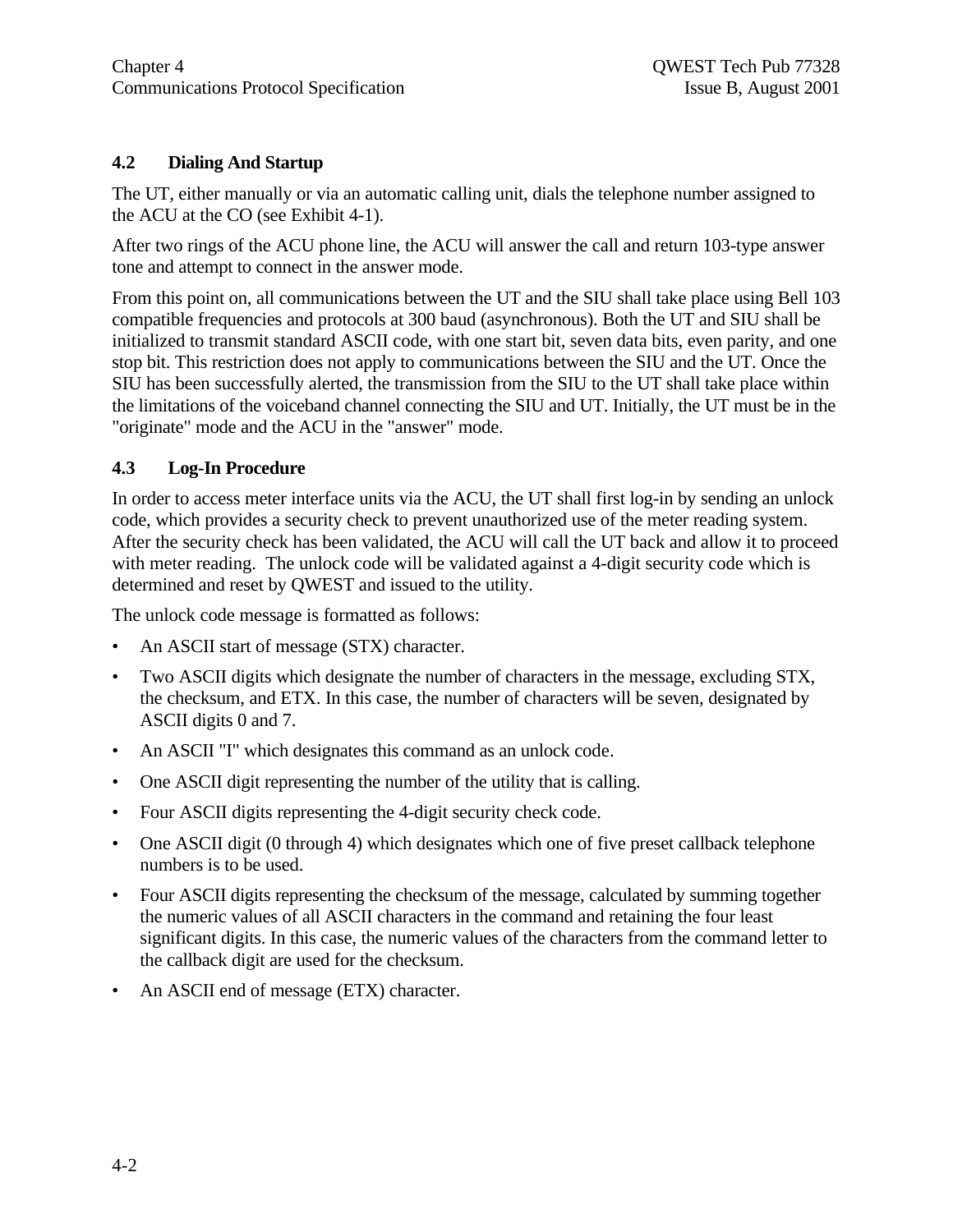## 4.2 Dialing And Startup

The UT, either manually or via an automatic calling unit, dials the telephone number assigned to the ACU at the CO (see Exhibit 4-1).

After two rings of the ACU phone line, the ACU will answer the call and return 103-type answer tone and attempt to connect in the answer mode.

From this point on, all communications between the UT and the SIU shall take place using Bell 103 compatible frequencies and protocols at 300 baud (asynchronous). Both the UT and SIU shall be initialized to transmit standard ASCII code, with one start bit, seven data bits, even parity, and one stop bit. This restriction does not apply to communications between the SIU and the UT. Once the SIU has been successfully alerted, the transmission from the SIU to the UT shall take place within the limitations of the voiceband channel connecting the SIU and UT. Initially, the UT must be in the "originate" mode and the ACU in the "answer" mode.

## 4.3 Log-In Procedure

In order to access meter interface units via the ACU, the UT shall first log-in by sending an unlock code, which provides a security check to prevent unauthorized use of the meter reading system. After the security check has been validated, the ACU will call the UT back and allow it to proceed with meter reading. The unlock code will be validated against a 4-digit security code which is determined and reset by QWEST and issued to the utility.

The unlock code message is formatted as follows:

- An ASCII start of message (STX) character.
- Two ASCII digits which designate the number of characters in the message, excluding STX, the checksum, and ETX. In this case, the number of characters will be seven, designated by ASCII digits 0 and 7.
- An ASCII "I" which designates this command as an unlock code.
- One ASCII digit representing the number of the utility that is calling.
- Four ASCII digits representing the 4-digit security check code.
- One ASCII digit (0 through 4) which designates which one of five preset callback telephone numbers is to be used.
- Four ASCII digits representing the checksum of the message, calculated by summing together the numeric values of all ASCII characters in the command and retaining the four least significant digits. In this case, the numeric values of the characters from the command letter to the callback digit are used for the checksum.
- An ASCII end of message (ETX) character.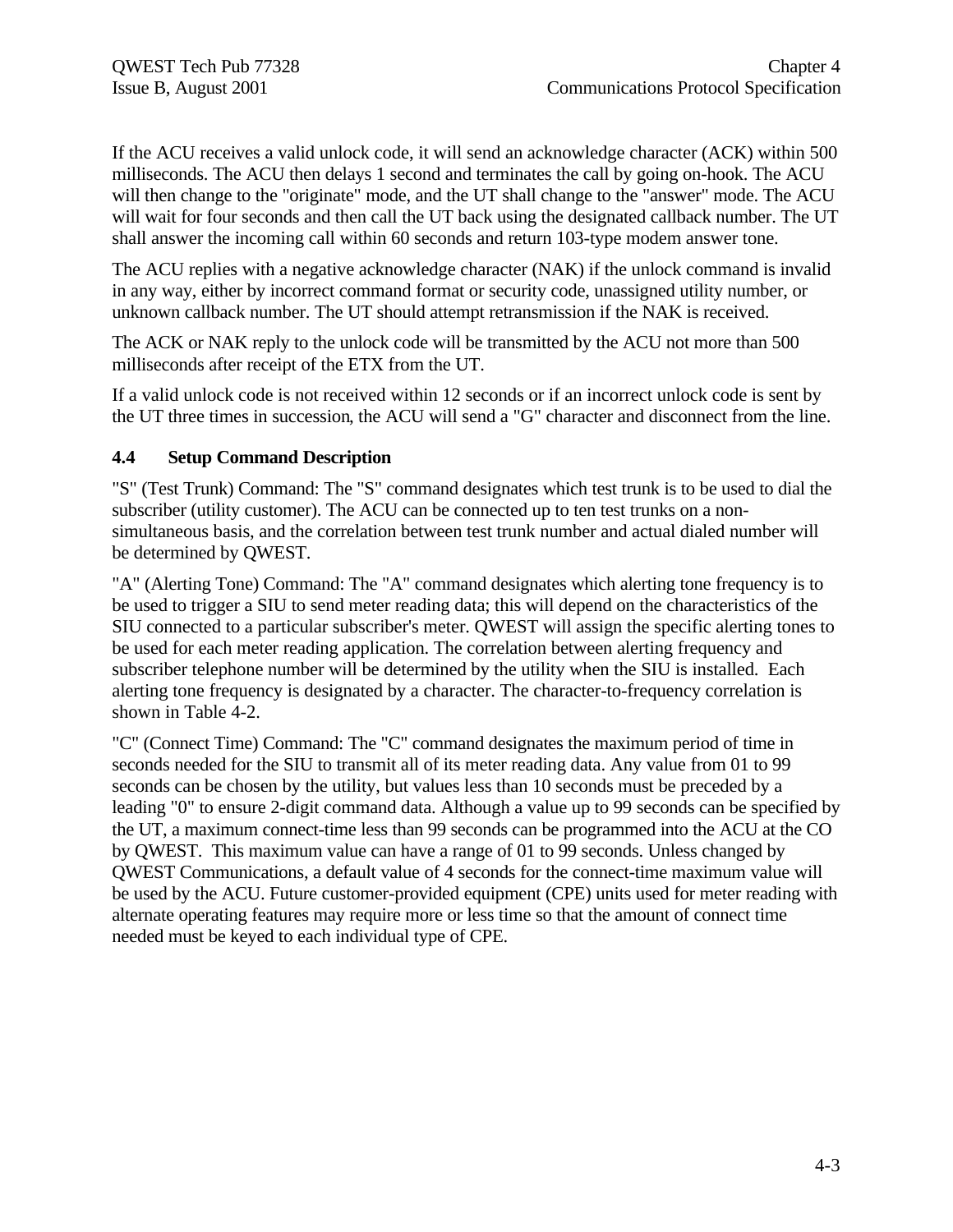If the ACU receives a valid unlock code, it will send an acknowledge character (ACK) within 500 milliseconds. The ACU then delays 1 second and terminates the call by going on-hook. The ACU will then change to the "originate" mode, and the UT shall change to the "answer" mode. The ACU will wait for four seconds and then call the UT back using the designated callback number. The UT shall answer the incoming call within 60 seconds and return 103-type modem answer tone.

The ACU replies with a negative acknowledge character (NAK) if the unlock command is invalid in any way, either by incorrect command format or security code, unassigned utility number, or unknown callback number. The UT should attempt retransmission if the NAK is received.

The ACK or NAK reply to the unlock code will be transmitted by the ACU not more than 500 milliseconds after receipt of the ETX from the UT.

If a valid unlock code is not received within 12 seconds or if an incorrect unlock code is sent by the UT three times in succession, the ACU will send a "G" character and disconnect from the line.

## 4.4 Setup Command Description

"S" (Test Trunk) Command: The "S" command designates which test trunk is to be used to dial the subscriber (utility customer). The ACU can be connected up to ten test trunks on a non-simultaneous basis, and the correlation between test trunk number and actual dialed number will be determined by QWEST.

"A" (Alerting Tone) Command: The "A" command designates which alerting tone frequency is to be used to trigger a SIU to send meter reading data; this will depend on the characteristics of the SIU connected to a particular subscriber's meter. QWEST will assign the specific alerting tones to be used for each meter reading application. The correlation between alerting frequency and subscriber telephone number will be determined by the utility when the SIU is installed. Each alerting tone frequency is designated by a character. The character-to-frequency correlation is shown in Table 4-2.

"C" (Connect Time) Command: The "C" command designates the maximum period of time in seconds needed for the SIU to transmit all of its meter reading data. Any value from 01 to 99 seconds can be chosen by the utility, but values less than 10 seconds must be preceded by a leading "0" to ensure 2-digit command data. Although a value up to 99 seconds can be specified by the UT, a maximum connect-time less than 99 seconds can be programmed into the ACU at the CO by QWEST. This maximum value can have a range of 01 to 99 seconds. Unless changed by QWEST Communications, a default value of 4 seconds for the connect-time maximum value will be used by the ACU. Future customer-provided equipment (CPE) units used for meter reading with alternate operating features may require more or less time so that the amount of connect time needed must be keyed to each individual type of CPE.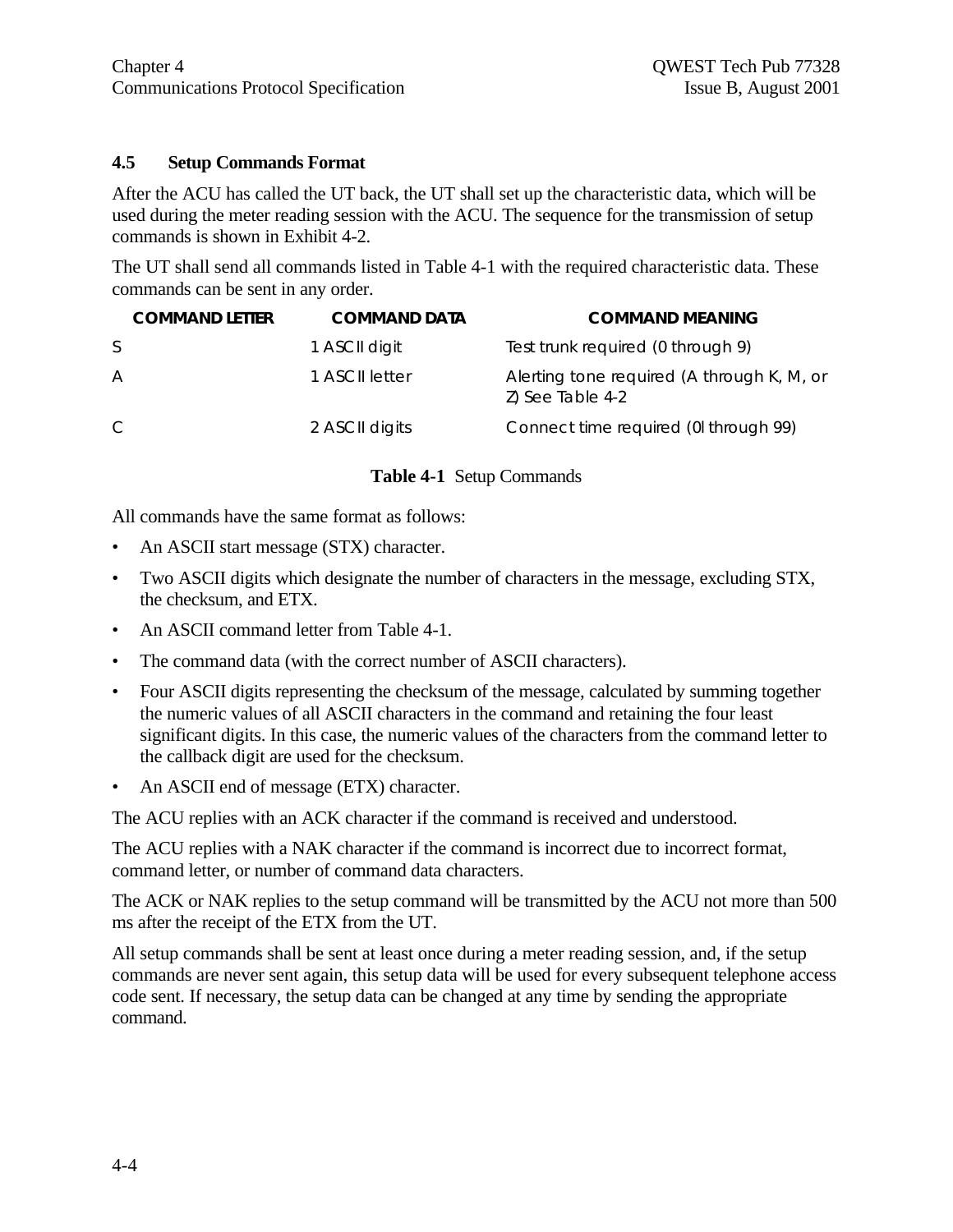## 4.5 Setup Commands Format

After the ACU has called the UT back, the UT shall set up the characteristic data, which will be used during the meter reading session with the ACU. The sequence for the transmission of setup commands is shown in Exhibit 4-2.

The UT shall send all commands listed in Table 4-1 with the required characteristic data. These commands can be sent in any order.

| COMMAND LETTER | COMMAND DATA | COMMAND MEANING |
|---|---|---|
| S | 1 ASCII digit | Test trunk required (0 through 9) |
| A | 1 ASCII letter | Alerting tone required (A through K, M, or Z) See Table 4-2 |
| C | 2 ASCII digits | Connect time required (0l through 99) |

**Table 4-1** Setup Commands

All commands have the same format as follows:

- An ASCII start message (STX) character.
- Two ASCII digits which designate the number of characters in the message, excluding STX, the checksum, and ETX.
- An ASCII command letter from Table 4-1.
- The command data (with the correct number of ASCII characters).
- Four ASCII digits representing the checksum of the message, calculated by summing together the numeric values of all ASCII characters in the command and retaining the four least significant digits. In this case, the numeric values of the characters from the command letter to the callback digit are used for the checksum.
- An ASCII end of message (ETX) character.

The ACU replies with an ACK character if the command is received and understood.

The ACU replies with a NAK character if the command is incorrect due to incorrect format, command letter, or number of command data characters.

The ACK or NAK replies to the setup command will be transmitted by the ACU not more than 500 ms after the receipt of the ETX from the UT.

All setup commands shall be sent at least once during a meter reading session, and, if the setup commands are never sent again, this setup data will be used for every subsequent telephone access code sent. If necessary, the setup data can be changed at any time by sending the appropriate command.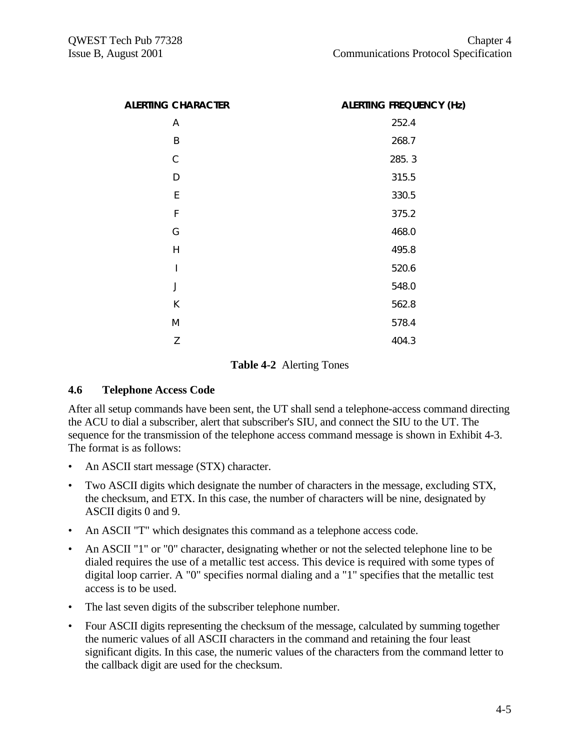| ALERTING CHARACTER | ALERTING FREQUENCY (Hz) |
|---|---|
| A | 252.4 |
| B | 268.7 |
| C | 285. 3 |
| D | 315.5 |
| E | 330.5 |
| F | 375.2 |
| G | 468.0 |
| H | 495.8 |
| I | 520.6 |
| J | 548.0 |
| K | 562.8 |
| M | 578.4 |
| Z | 404.3 |

**Table 4-2** Alerting Tones

## 4.6 Telephone Access Code

After all setup commands have been sent, the UT shall send a telephone-access command directing the ACU to dial a subscriber, alert that subscriber's SIU, and connect the SIU to the UT. The sequence for the transmission of the telephone access command message is shown in Exhibit 4-3. The format is as follows:

- An ASCII start message (STX) character.
- Two ASCII digits which designate the number of characters in the message, excluding STX, the checksum, and ETX. In this case, the number of characters will be nine, designated by ASCII digits 0 and 9.
- An ASCII "T" which designates this command as a telephone access code.
- An ASCII "1" or "0" character, designating whether or not the selected telephone line to be dialed requires the use of a metallic test access. This device is required with some types of digital loop carrier. A "0" specifies normal dialing and a "1" specifies that the metallic test access is to be used.
- The last seven digits of the subscriber telephone number.
- Four ASCII digits representing the checksum of the message, calculated by summing together the numeric values of all ASCII characters in the command and retaining the four least significant digits. In this case, the numeric values of the characters from the command letter to the callback digit are used for the checksum.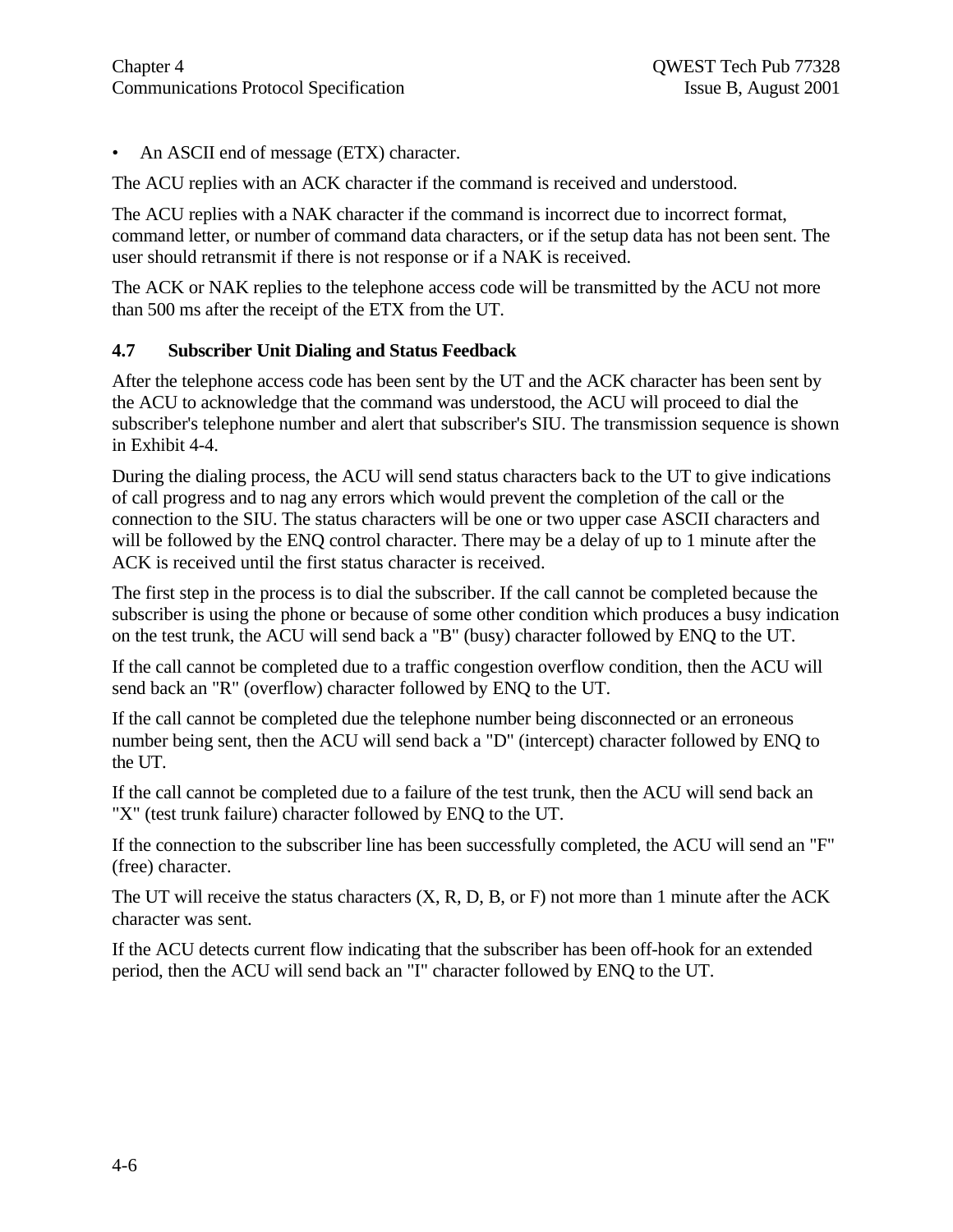- An ASCII end of message (ETX) character.

The ACU replies with an ACK character if the command is received and understood.

The ACU replies with a NAK character if the command is incorrect due to incorrect format, command letter, or number of command data characters, or if the setup data has not been sent. The user should retransmit if there is not response or if a NAK is received.

The ACK or NAK replies to the telephone access code will be transmitted by the ACU not more than 500 ms after the receipt of the ETX from the UT.

## 4.7 Subscriber Unit Dialing and Status Feedback

After the telephone access code has been sent by the UT and the ACK character has been sent by the ACU to acknowledge that the command was understood, the ACU will proceed to dial the subscriber's telephone number and alert that subscriber's SIU. The transmission sequence is shown in Exhibit 4-4.

During the dialing process, the ACU will send status characters back to the UT to give indications of call progress and to nag any errors which would prevent the completion of the call or the connection to the SIU. The status characters will be one or two upper case ASCII characters and will be followed by the ENQ control character. There may be a delay of up to 1 minute after the ACK is received until the first status character is received.

The first step in the process is to dial the subscriber. If the call cannot be completed because the subscriber is using the phone or because of some other condition which produces a busy indication on the test trunk, the ACU will send back a "B" (busy) character followed by ENQ to the UT.

If the call cannot be completed due to a traffic congestion overflow condition, then the ACU will send back an "R" (overflow) character followed by ENQ to the UT.

If the call cannot be completed due the telephone number being disconnected or an erroneous number being sent, then the ACU will send back a "D" (intercept) character followed by ENQ to the UT.

If the call cannot be completed due to a failure of the test trunk, then the ACU will send back an "X" (test trunk failure) character followed by ENQ to the UT.

If the connection to the subscriber line has been successfully completed, the ACU will send an "F" (free) character.

The UT will receive the status characters (X, R, D, B, or F) not more than 1 minute after the ACK character was sent.

If the ACU detects current flow indicating that the subscriber has been off-hook for an extended period, then the ACU will send back an "I" character followed by ENQ to the UT.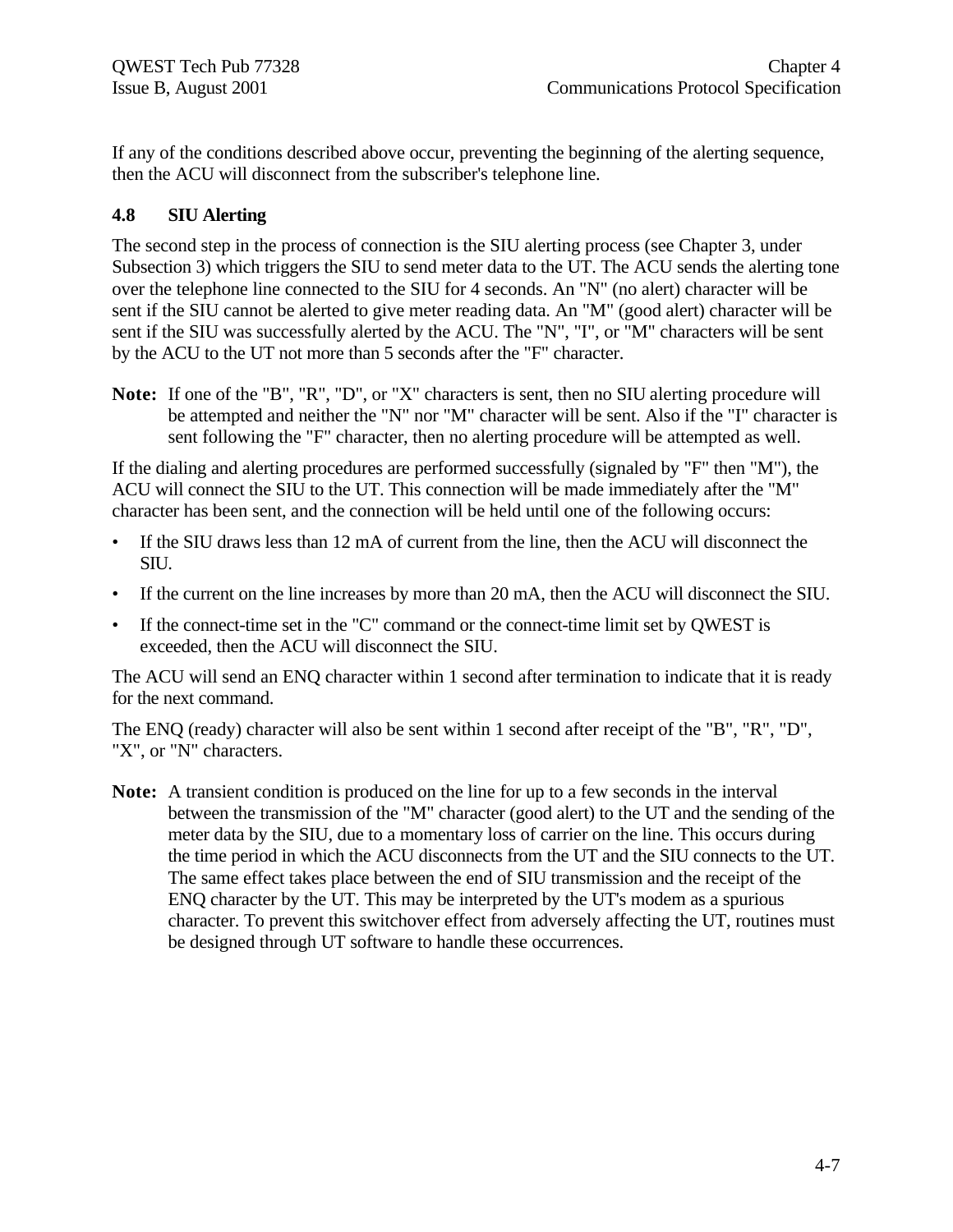If any of the conditions described above occur, preventing the beginning of the alerting sequence, then the ACU will disconnect from the subscriber's telephone line.

## 4.8 SIU Alerting

The second step in the process of connection is the SIU alerting process (see Chapter 3, under Subsection 3) which triggers the SIU to send meter data to the UT. The ACU sends the alerting tone over the telephone line connected to the SIU for 4 seconds. An "N" (no alert) character will be sent if the SIU cannot be alerted to give meter reading data. An "M" (good alert) character will be sent if the SIU was successfully alerted by the ACU. The "N", "I", or "M" characters will be sent by the ACU to the UT not more than 5 seconds after the "F" character.

**Note:** If one of the "B", "R", "D", or "X" characters is sent, then no SIU alerting procedure will be attempted and neither the "N" nor "M" character will be sent. Also if the "I" character is sent following the "F" character, then no alerting procedure will be attempted as well.

If the dialing and alerting procedures are performed successfully (signaled by "F" then "M"), the ACU will connect the SIU to the UT. This connection will be made immediately after the "M" character has been sent, and the connection will be held until one of the following occurs:

- If the SIU draws less than 12 mA of current from the line, then the ACU will disconnect the SIU.
- If the current on the line increases by more than 20 mA, then the ACU will disconnect the SIU.
- If the connect-time set in the "C" command or the connect-time limit set by QWEST is exceeded, then the ACU will disconnect the SIU.

The ACU will send an ENQ character within 1 second after termination to indicate that it is ready for the next command.

The ENQ (ready) character will also be sent within 1 second after receipt of the "B", "R", "D", "X", or "N" characters.

**Note:** A transient condition is produced on the line for up to a few seconds in the interval between the transmission of the "M" character (good alert) to the UT and the sending of the meter data by the SIU, due to a momentary loss of carrier on the line. This occurs during the time period in which the ACU disconnects from the UT and the SIU connects to the UT. The same effect takes place between the end of SIU transmission and the receipt of the ENQ character by the UT. This may be interpreted by the UT's modem as a spurious character. To prevent this switchover effect from adversely affecting the UT, routines must be designed through UT software to handle these occurrences.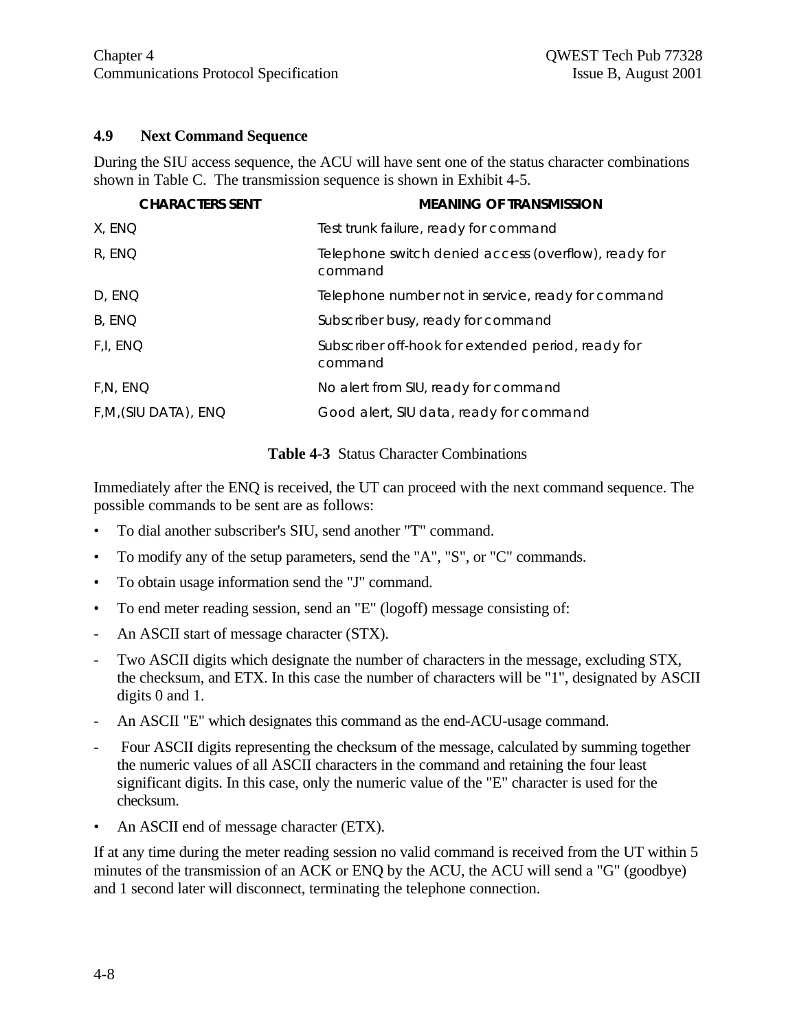## 4.9 Next Command Sequence

During the SIU access sequence, the ACU will have sent one of the status character combinations shown in Table C. The transmission sequence is shown in Exhibit 4-5.

| CHARACTERS SENT | MEANING OF TRANSMISSION |
|---|---|
| X, ENQ | Test trunk failure, ready for command |
| R, ENQ | Telephone switch denied access (overflow), ready for command |
| D, ENQ | Telephone number not in service, ready for command |
| B, ENQ | Subscriber busy, ready for command |
| F,I, ENQ | Subscriber off-hook for extended period, ready for command |
| F,N, ENQ | No alert from SIU, ready for command |
| F,M,(SIU DATA), ENQ | Good alert, SIU data, ready for command |

**Table 4-3** Status Character Combinations

Immediately after the ENQ is received, the UT can proceed with the next command sequence. The possible commands to be sent are as follows:

- To dial another subscriber's SIU, send another "T" command.
- To modify any of the setup parameters, send the "A", "S", or "C" commands.
- To obtain usage information send the "J" command.
- To end meter reading session, send an "E" (logoff) message consisting of:
  - An ASCII start of message character (STX).
  - Two ASCII digits which designate the number of characters in the message, excluding STX, the checksum, and ETX. In this case the number of characters will be "1", designated by ASCII digits 0 and 1.
  - An ASCII "E" which designates this command as the end-ACU-usage command.
  - Four ASCII digits representing the checksum of the message, calculated by summing together the numeric values of all ASCII characters in the command and retaining the four least significant digits. In this case, only the numeric value of the "E" character is used for the checksum.
- An ASCII end of message character (ETX).

If at any time during the meter reading session no valid command is received from the UT within 5 minutes of the transmission of an ACK or ENQ by the ACU, the ACU will send a "G" (goodbye) and 1 second later will disconnect, terminating the telephone connection.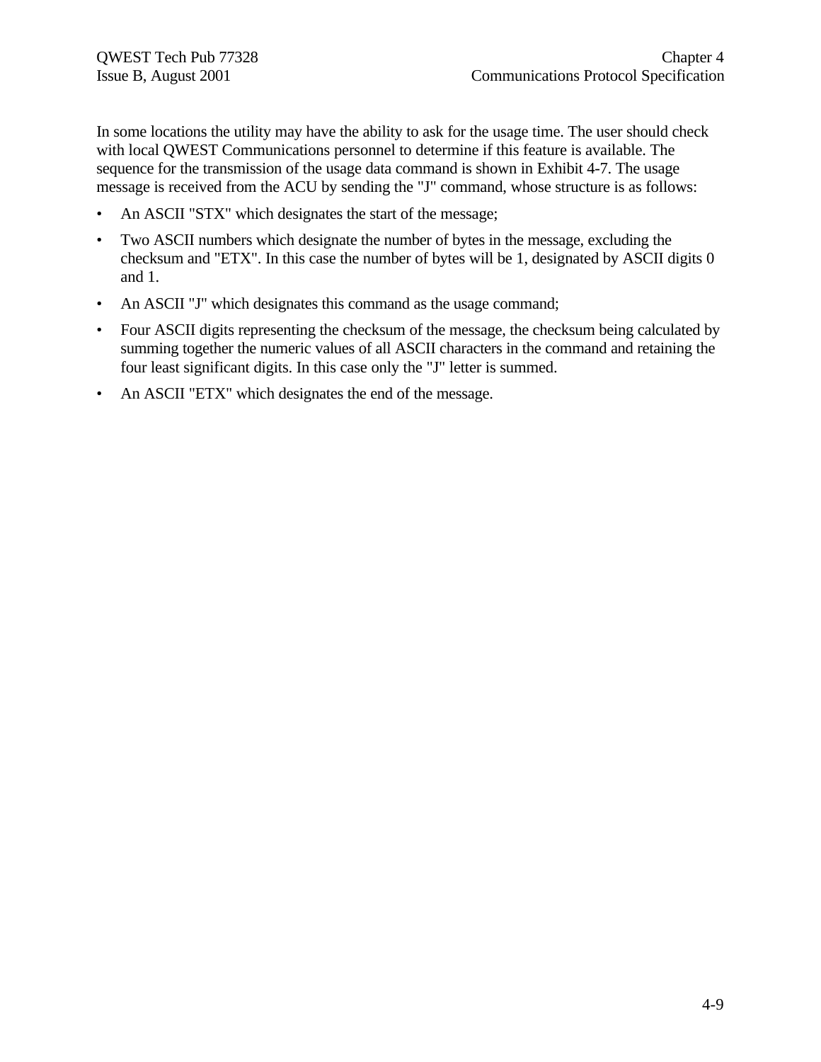In some locations the utility may have the ability to ask for the usage time. The user should check with local QWEST Communications personnel to determine if this feature is available. The sequence for the transmission of the usage data command is shown in Exhibit 4-7. The usage message is received from the ACU by sending the "J" command, whose structure is as follows:

- An ASCII "STX" which designates the start of the message;
- Two ASCII numbers which designate the number of bytes in the message, excluding the checksum and "ETX". In this case the number of bytes will be 1, designated by ASCII digits 0 and 1.
- An ASCII "J" which designates this command as the usage command;
- Four ASCII digits representing the checksum of the message, the checksum being calculated by summing together the numeric values of all ASCII characters in the command and retaining the four least significant digits. In this case only the "J" letter is summed.
- An ASCII "ETX" which designates the end of the message.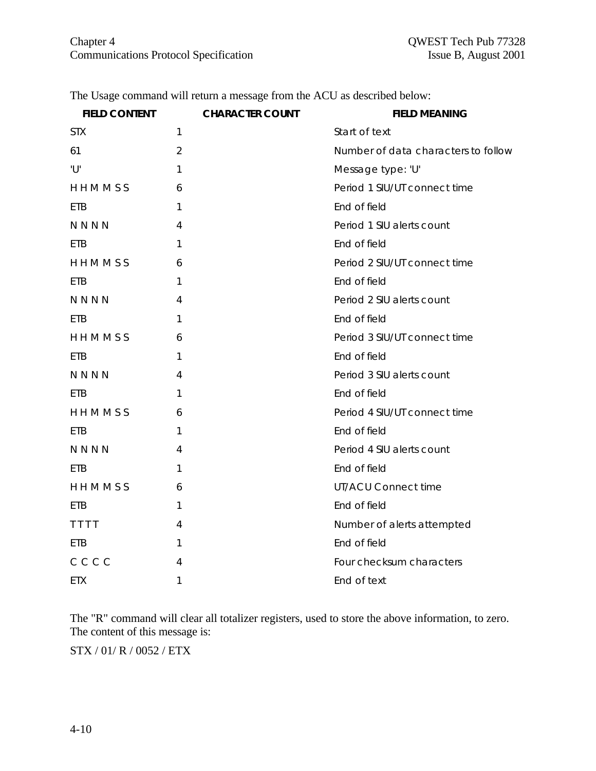The Usage command will return a message from the ACU as described below:

| FIELD CONTENT | CHARACTER COUNT | FIELD MEANING |
|---|---|---|
| STX | 1 | Start of text |
| 61 | 2 | Number of data characters to follow |
| 'U' | 1 | Message type: 'U' |
| H H M M S S | 6 | Period 1 SIU/UT connect time |
| ETB | 1 | End of field |
| N N N N | 4 | Period 1 SIU alerts count |
| ETB | 1 | End of field |
| H H M M S S | 6 | Period 2 SIU/UT connect time |
| ETB | 1 | End of field |
| N N N N | 4 | Period 2 SIU alerts count |
| ETB | 1 | End of field |
| H H M M S S | 6 | Period 3 SIU/UT connect time |
| ETB | 1 | End of field |
| N N N N | 4 | Period 3 SIU alerts count |
| ETB | 1 | End of field |
| H H M M S S | 6 | Period 4 SIU/UT connect time |
| ETB | 1 | End of field |
| N N N N | 4 | Period 4 SIU alerts count |
| ETB | 1 | End of field |
| H H M M S S | 6 | UT/ACU Connect time |
| ETB | 1 | End of field |
| T T T T | 4 | Number of alerts attempted |
| ETB | 1 | End of field |
| C C C C | 4 | Four checksum characters |
| ETX | 1 | End of text |

The "R" command will clear all totalizer registers, used to store the above information, to zero. The content of this message is:

STX / 01/ R / 0052 / ETX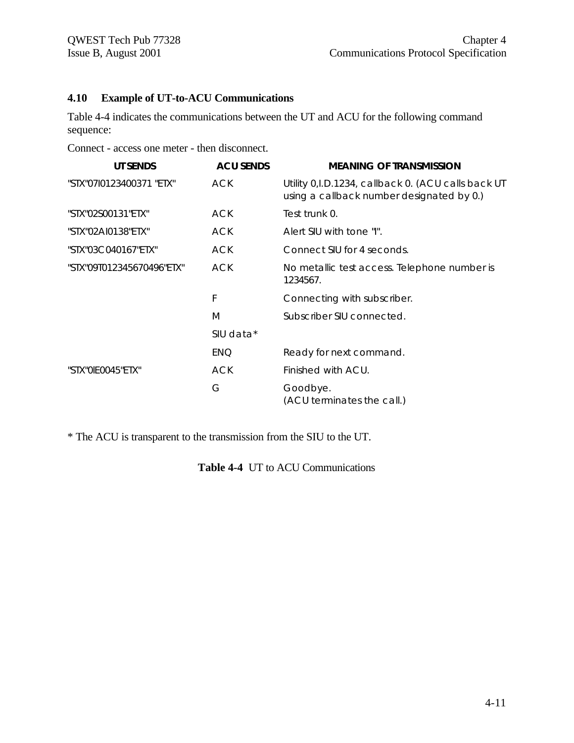### 4.10 Example of UT-to-ACU Communications

Table 4-4 indicates the communications between the UT and ACU for the following command sequence:

Connect - access one meter - then disconnect.

| UT SENDS | ACU SENDS | MEANING OF TRANSMISSION |
|---|---|---|
| "STX"07I0123400371 "ETX" | ACK | Utility 0,I.D.1234, callback 0. (ACU calls back UT using a callback number designated by 0.) |
| "STX"02S00131"ETX" | ACK | Test trunk 0. |
| "STX"02AI0138"ETX" | ACK | Alert SIU with tone "I". |
| "STX"03C040167"ETX" | ACK | Connect SIU for 4 seconds. |
| "STX"09T012345670496"ETX" | ACK | No metallic test access. Telephone number is 1234567. |
| | F | Connecting with subscriber. |
| | M | Subscriber SIU connected. |
| | SIU data* | |
| | ENQ | Ready for next command. |
| "STX"0IE0045"ETX" | ACK | Finished with ACU. |
| | G | Goodbye. (ACU terminates the call.) |

* The ACU is transparent to the transmission from the SIU to the UT.

**Table 4-4** UT to ACU Communications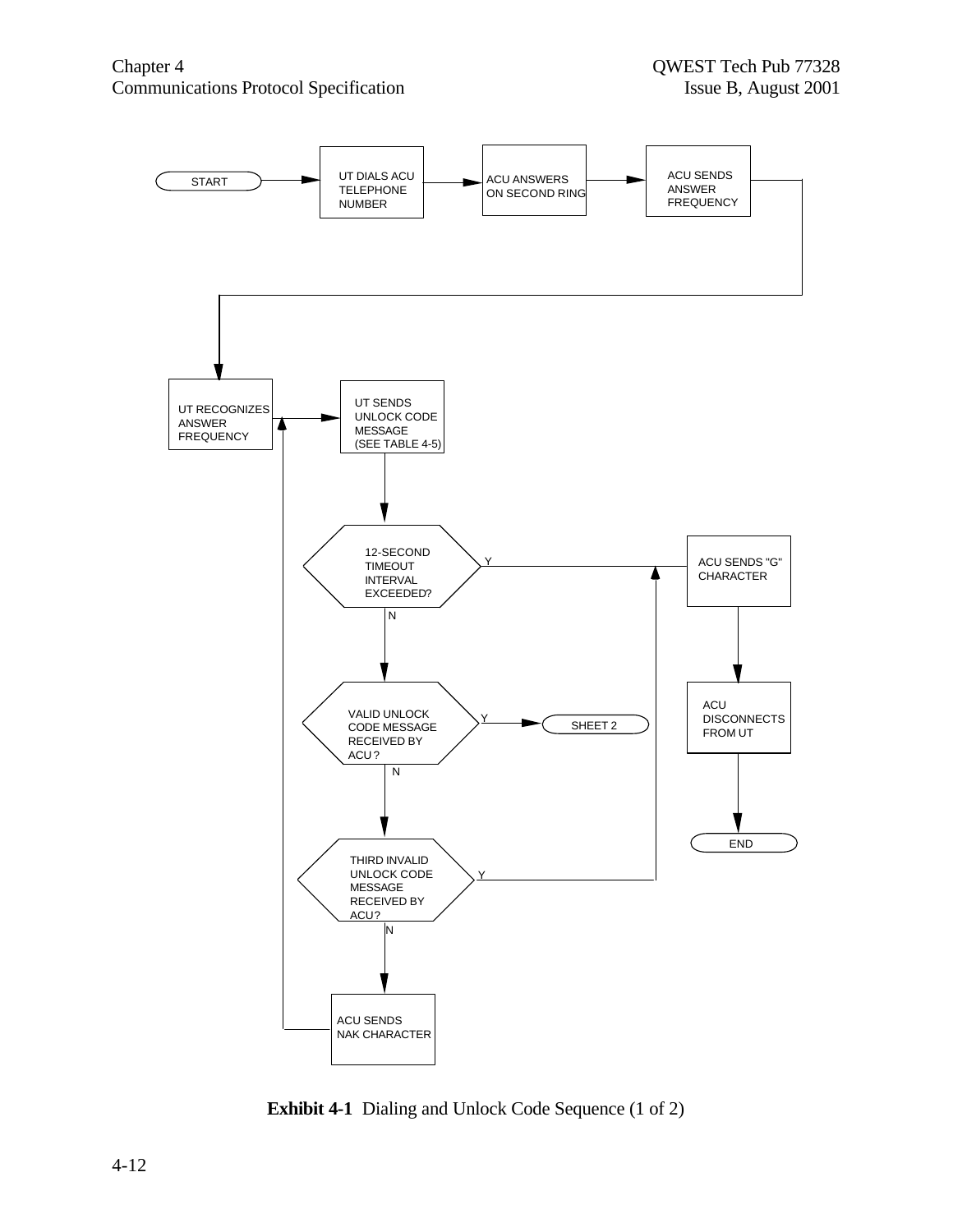START

UT DIALS ACU TELEPHONE NUMBER

ACU ANSWERS ON SECOND RING

ACU SENDS ANSWER FREQUENCY

UT RECOGNIZES ANSWER FREQUENCY

UT SENDS UNLOCK CODE MESSAGE (SEE TABLE 4-5)

12-SECOND TIMEOUT INTERVAL EXCEEDED?

Y

N

ACU SENDS "G" CHARACTER

VALID UNLOCK CODE MESSAGE RECEIVED BY ACU ?

Y

SHEET 2

N

ACU DISCONNECTS FROM UT

END

THIRD INVALID UNLOCK CODE MESSAGE RECEIVED BY ACU?

Y

N

ACU SENDS NAK CHARACTER

**Exhibit 4-1** Dialing and Unlock Code Sequence (1 of 2)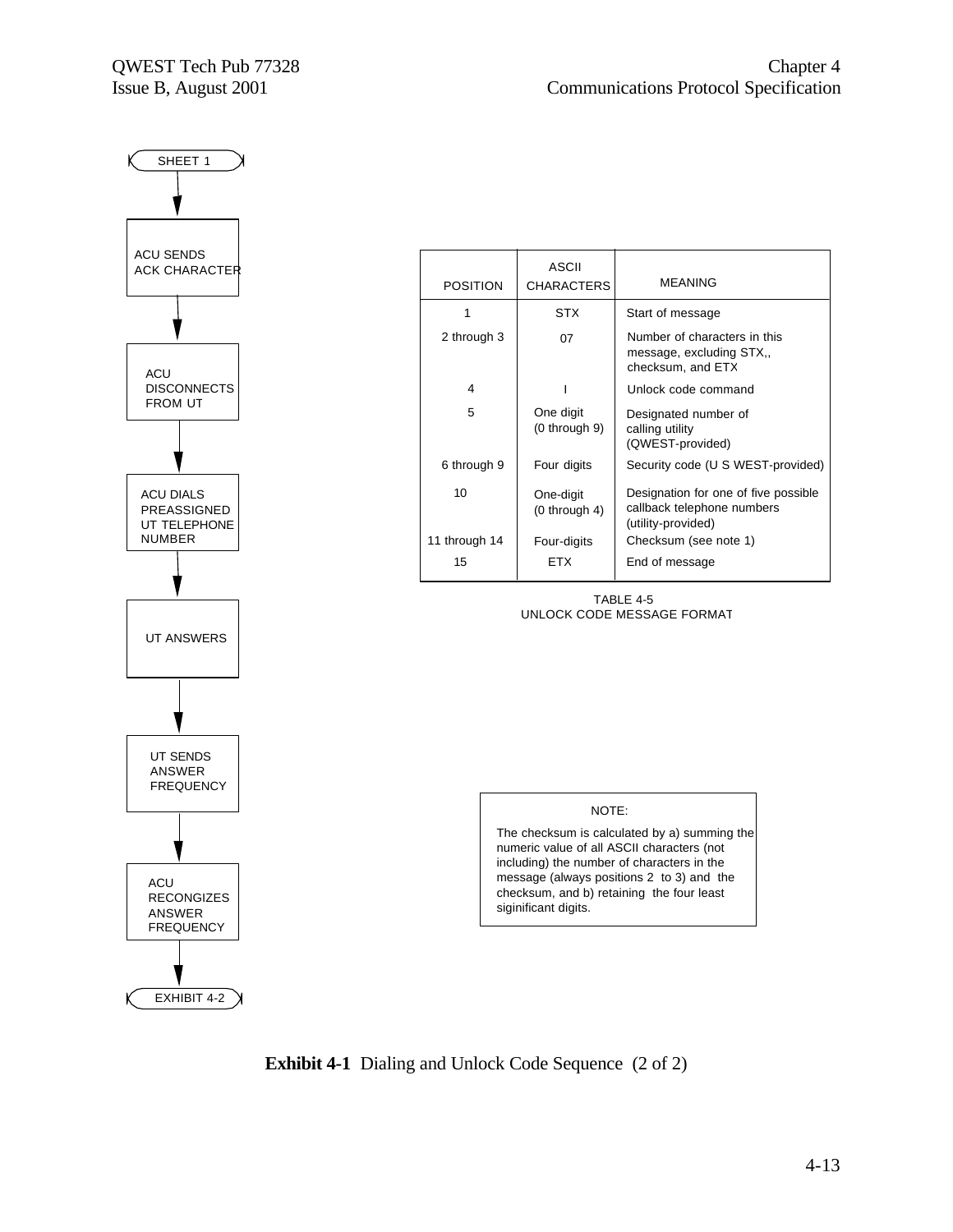SHEET 1

↓

ACU SENDS ACK CHARACTER

↓

ACU DISCONNECTS FROM UT

↓

ACU DIALS PREASSIGNED UT TELEPHONE NUMBER

↓

UT ANSWERS

↓

UT SENDS ANSWER FREQUENCY

↓

ACU RECONGIZES ANSWER FREQUENCY

↓

EXHIBIT 4-2

| POSITION | ASCII CHARACTERS | MEANING |
|---|---|---|
| 1 | STX | Start of message |
| 2 through 3 | 07 | Number of characters in this message, excluding STX,, checksum, and ETX |
| 4 | I | Unlock code command |
| 5 | One digit (0 through 9) | Designated number of calling utility (QWEST-provided) |
| 6 through 9 | Four digits | Security code (U S WEST-provided) |
| 10 | One-digit (0 through 4) | Designation for one of five possible callback telephone numbers (utility-provided) |
| 11 through 14 | Four-digits | Checksum (see note 1) |
| 15 | ETX | End of message |

TABLE 4-5
UNLOCK CODE MESSAGE FORMAT

NOTE:

The checksum is calculated by a) summing the numeric value of all ASCII characters (not including) the number of characters in the message (always positions 2 to 3) and the checksum, and b) retaining the four least siginificant digits.

**Exhibit 4-1** Dialing and Unlock Code Sequence (2 of 2)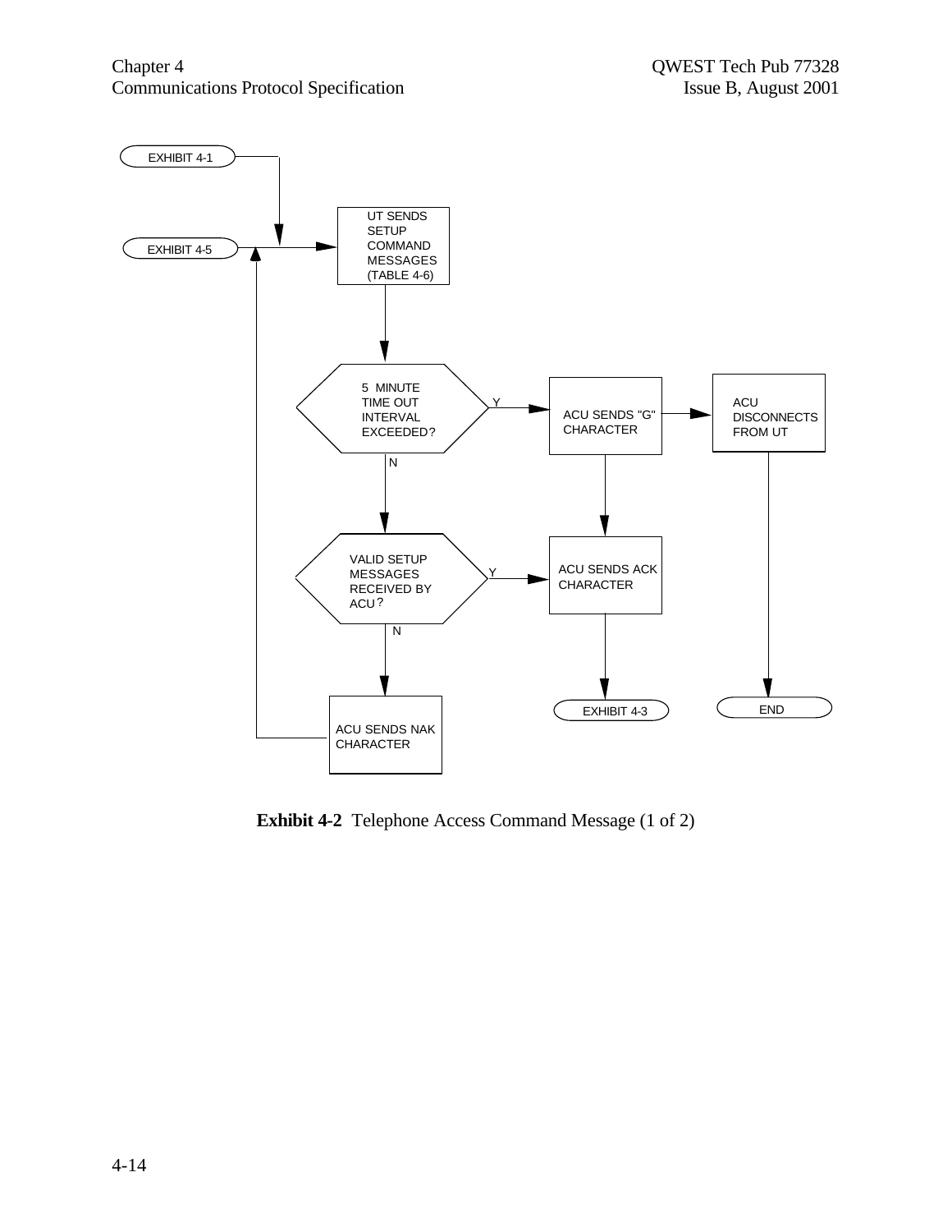EXHIBIT 4-1

EXHIBIT 4-5

UT SENDS SETUP COMMAND MESSAGES (TABLE 4-6)

5 MINUTE TIME OUT INTERVAL EXCEEDED?

Y

ACU SENDS "G" CHARACTER

ACU DISCONNECTS FROM UT

N

VALID SETUP MESSAGES RECEIVED BY ACU?

Y

ACU SENDS ACK CHARACTER

N

ACU SENDS NAK CHARACTER

EXHIBIT 4-3

END

**Exhibit 4-2** Telephone Access Command Message (1 of 2)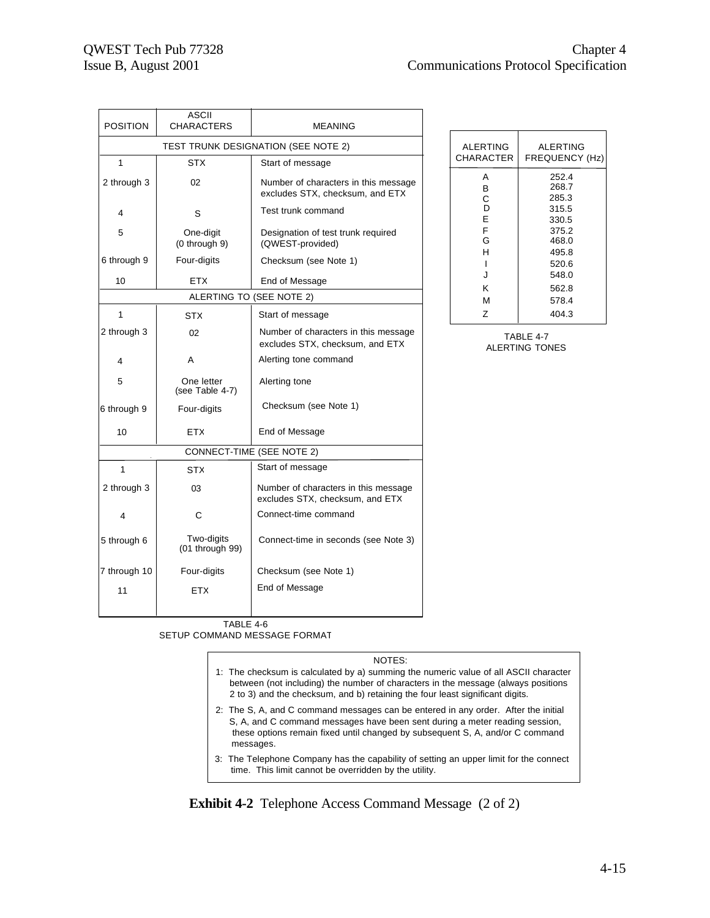| POSITION | ASCII CHARACTERS | MEANING |
|---|---|---|
| **TEST TRUNK DESIGNATION (SEE NOTE 2)** | | |
| 1 | STX | Start of message |
| 2 through 3 | 02 | Number of characters in this message excludes STX, checksum, and ETX |
| 4 | S | Test trunk command |
| 5 | One-digit (0 through 9) | Designation of test trunk required (QWEST-provided) |
| 6 through 9 | Four-digits | Checksum (see Note 1) |
| 10 | ETX | End of Message |
| **ALERTING TO (SEE NOTE 2)** | | |
| 1 | STX | Start of message |
| 2 through 3 | 02 | Number of characters in this message excludes STX, checksum, and ETX |
| 4 | A | Alerting tone command |
| 5 | One letter (see Table 4-7) | Alerting tone |
| 6 through 9 | Four-digits | Checksum (see Note 1) |
| 10 | ETX | End of Message |
| **CONNECT-TIME (SEE NOTE 2)** | | |
| 1 | STX | Start of message |
| 2 through 3 | 03 | Number of characters in this message excludes STX, checksum, and ETX |
| 4 | C | Connect-time command |
| 5 through 6 | Two-digits (01 through 99) | Connect-time in seconds (see Note 3) |
| 7 through 10 | Four-digits | Checksum (see Note 1) |
| 11 | ETX | End of Message |

TABLE 4-6
SETUP COMMAND MESSAGE FORMAT

| ALERTING CHARACTER | ALERTING FREQUENCY (Hz) |
|---|---|
| A | 252.4 |
| B | 268.7 |
| C | 285.3 |
| D | 315.5 |
| E | 330.5 |
| F | 375.2 |
| G | 468.0 |
| H | 495.8 |
| I | 520.6 |
| J | 548.0 |
| K | 562.8 |
| M | 578.4 |
| Z | 404.3 |

TABLE 4-7
ALERTING TONES

NOTES:

1: The checksum is calculated by a) summing the numeric value of all ASCII character between (not including) the number of characters in the message (always positions 2 to 3) and the checksum, and b) retaining the four least significant digits.

2: The S, A, and C command messages can be entered in any order. After the initial S, A, and C command messages have been sent during a meter reading session, these options remain fixed until changed by subsequent S, A, and/or C command messages.

3: The Telephone Company has the capability of setting an upper limit for the connect time. This limit cannot be overridden by the utility.

**Exhibit 4-2** Telephone Access Command Message (2 of 2)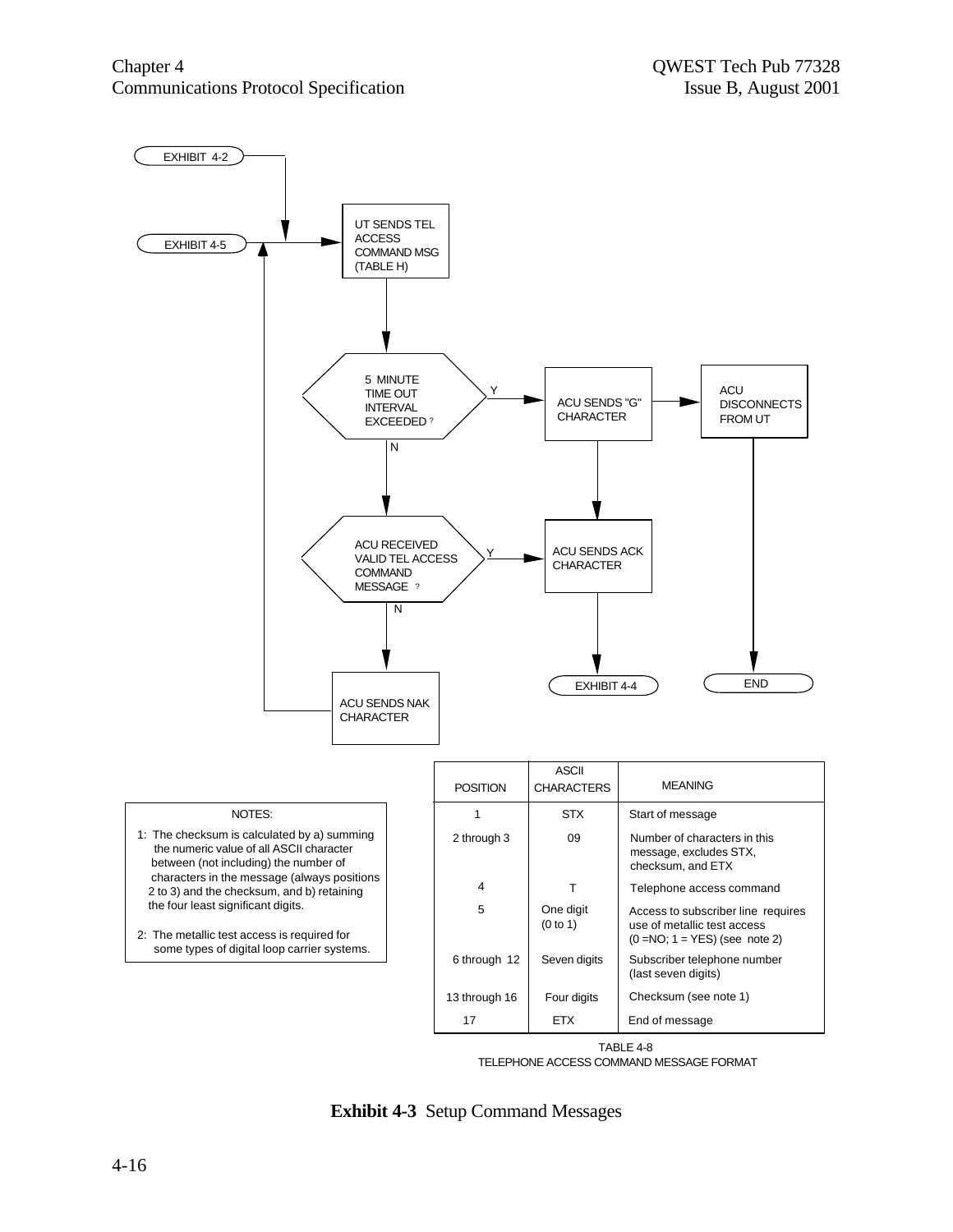EXHIBIT 4-2

EXHIBIT 4-5

UT SENDS TEL ACCESS COMMAND MSG (TABLE H)

5 MINUTE TIME OUT INTERVAL EXCEEDED ?

Y → ACU SENDS "G" CHARACTER → ACU DISCONNECTS FROM UT → END

N

ACU RECEIVED VALID TEL ACCESS COMMAND MESSAGE ?

Y → ACU SENDS ACK CHARACTER → EXHIBIT 4-4

N → ACU SENDS NAK CHARACTER

NOTES:

1: The checksum is calculated by a) summing the numeric value of all ASCII character between (not including) the number of characters in the message (always positions 2 to 3) and the checksum, and b) retaining the four least significant digits.

2: The metallic test access is required for some types of digital loop carrier systems.

| POSITION | ASCII CHARACTERS | MEANING |
|---|---|---|
| 1 | STX | Start of message |
| 2 through 3 | 09 | Number of characters in this message, excludes STX, checksum, and ETX |
| 4 | T | Telephone access command |
| 5 | One digit (0 to 1) | Access to subscriber line requires use of metallic test access (0 =NO; 1 = YES) (see note 2) |
| 6 through 12 | Seven digits | Subscriber telephone number (last seven digits) |
| 13 through 16 | Four digits | Checksum (see note 1) |
| 17 | ETX | End of message |

TABLE 4-8
TELEPHONE ACCESS COMMAND MESSAGE FORMAT

**Exhibit 4-3** Setup Command Messages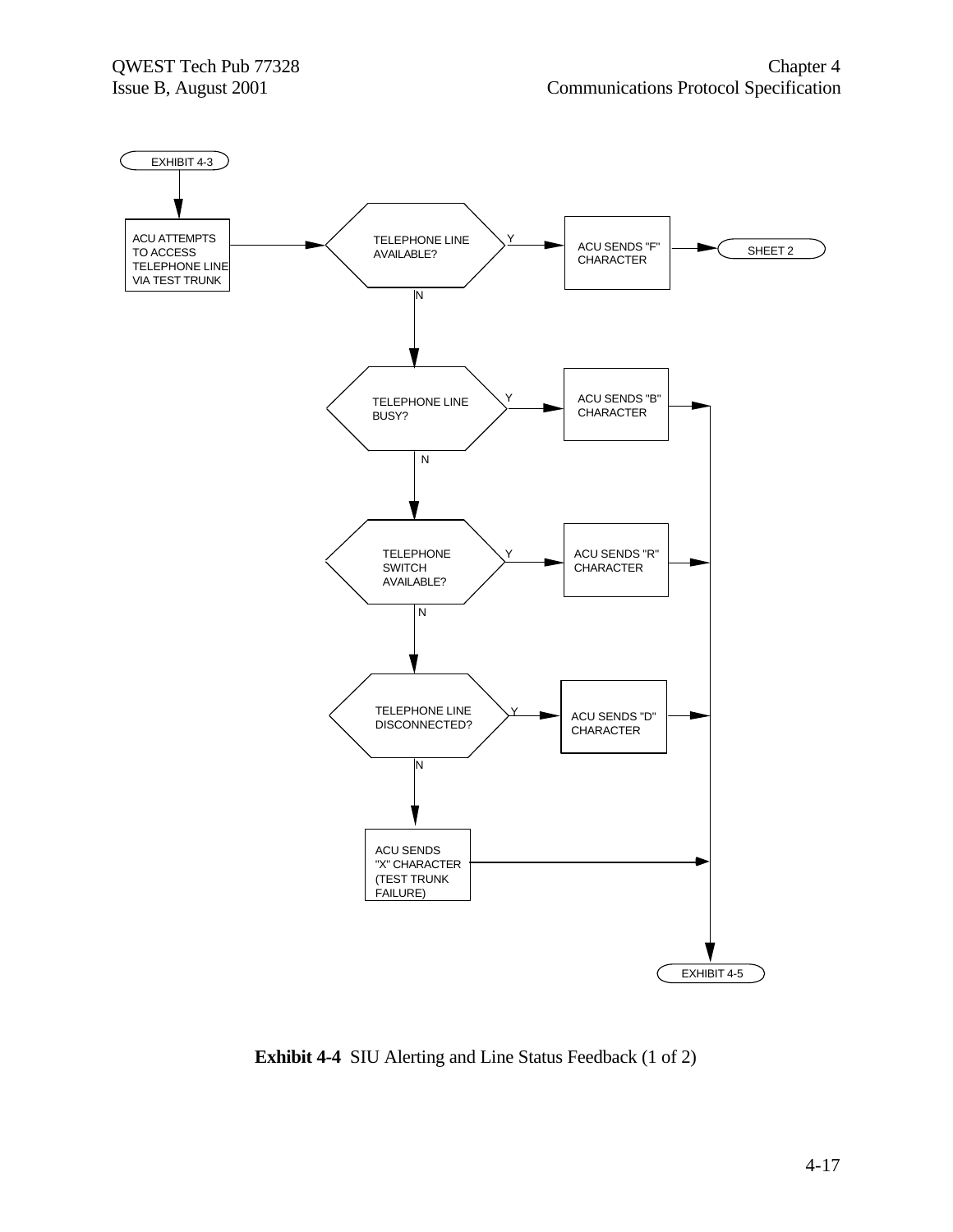EXHIBIT 4-3

ACU ATTEMPTS TO ACCESS TELEPHONE LINE VIA TEST TRUNK

TELEPHONE LINE AVAILABLE?

Y

ACU SENDS "F" CHARACTER

SHEET 2

N

TELEPHONE LINE BUSY?

Y

ACU SENDS "B" CHARACTER

N

TELEPHONE SWITCH AVAILABLE?

Y

ACU SENDS "R" CHARACTER

N

TELEPHONE LINE DISCONNECTED?

Y

ACU SENDS "D" CHARACTER

N

ACU SENDS "X" CHARACTER (TEST TRUNK FAILURE)

EXHIBIT 4-5

**Exhibit 4-4** SIU Alerting and Line Status Feedback (1 of 2)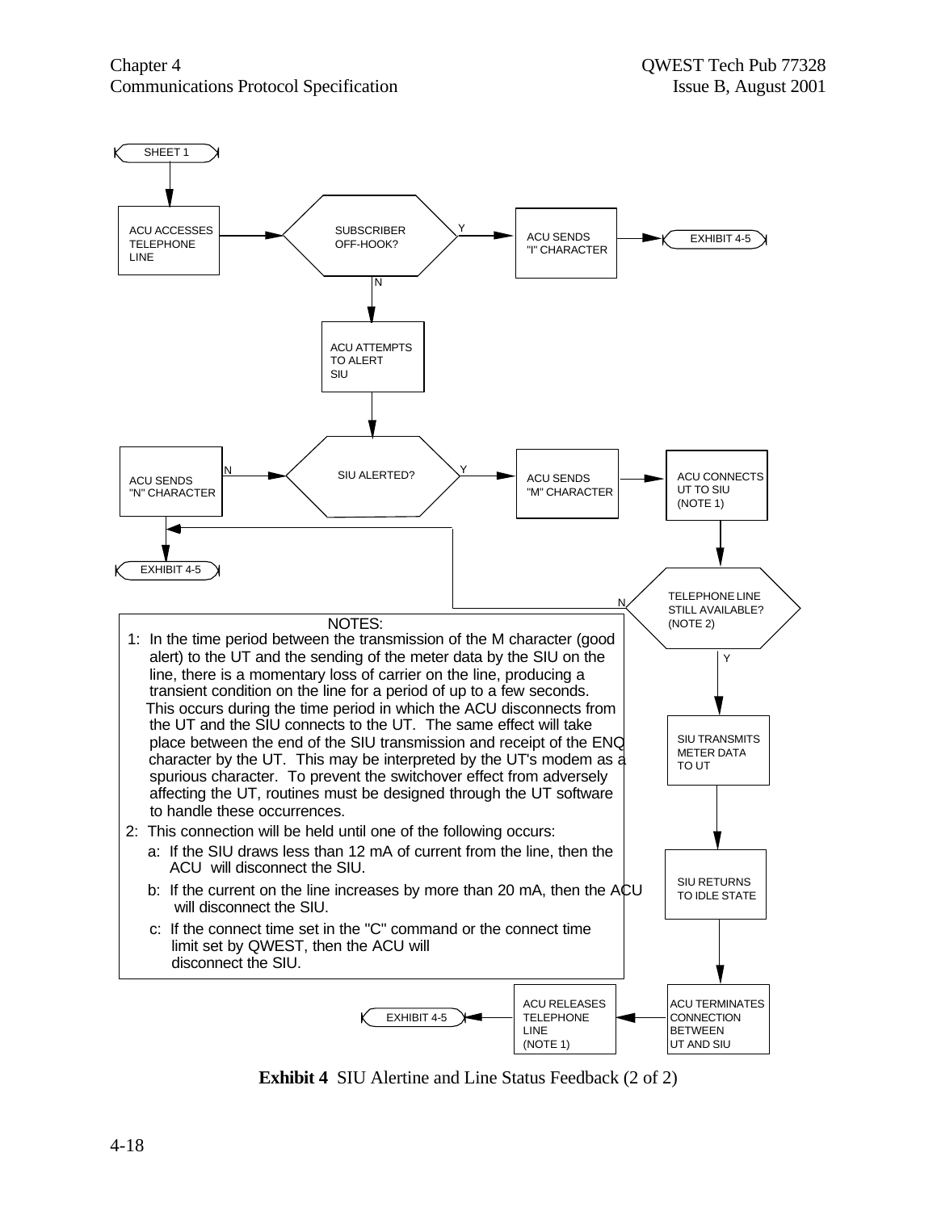SHEET 1

ACU ACCESSES TELEPHONE LINE

SUBSCRIBER OFF-HOOK?

Y

ACU SENDS "I" CHARACTER

EXHIBIT 4-5

N

ACU ATTEMPTS TO ALERT SIU

ACU SENDS "N" CHARACTER

N

SIU ALERTED?

Y

ACU SENDS "M" CHARACTER

ACU CONNECTS UT TO SIU (NOTE 1)

EXHIBIT 4-5

N

TELEPHONE LINE STILL AVAILABLE? (NOTE 2)

Y

SIU TRANSMITS METER DATA TO UT

SIU RETURNS TO IDLE STATE

ACU TERMINATES CONNECTION BETWEEN UT AND SIU

ACU RELEASES TELEPHONE LINE (NOTE 1)

EXHIBIT 4-5

NOTES:

1: In the time period between the transmission of the M character (good alert) to the UT and the sending of the meter data by the SIU on the line, there is a momentary loss of carrier on the line, producing a transient condition on the line for a period of up to a few seconds. This occurs during the time period in which the ACU disconnects from the UT and the SIU connects to the UT. The same effect will take place between the end of the SIU transmission and receipt of the ENQ character by the UT. This may be interpreted by the UT's modem as a spurious character. To prevent the switchover effect from adversely affecting the UT, routines must be designed through the UT software to handle these occurrences.

2: This connection will be held until one of the following occurs:

a: If the SIU draws less than 12 mA of current from the line, then the ACU will disconnect the SIU.

b: If the current on the line increases by more than 20 mA, then the ACU will disconnect the SIU.

c: If the connect time set in the "C" command or the connect time limit set by QWEST, then the ACU will disconnect the SIU.

**Exhibit 4** SIU Alertine and Line Status Feedback (2 of 2)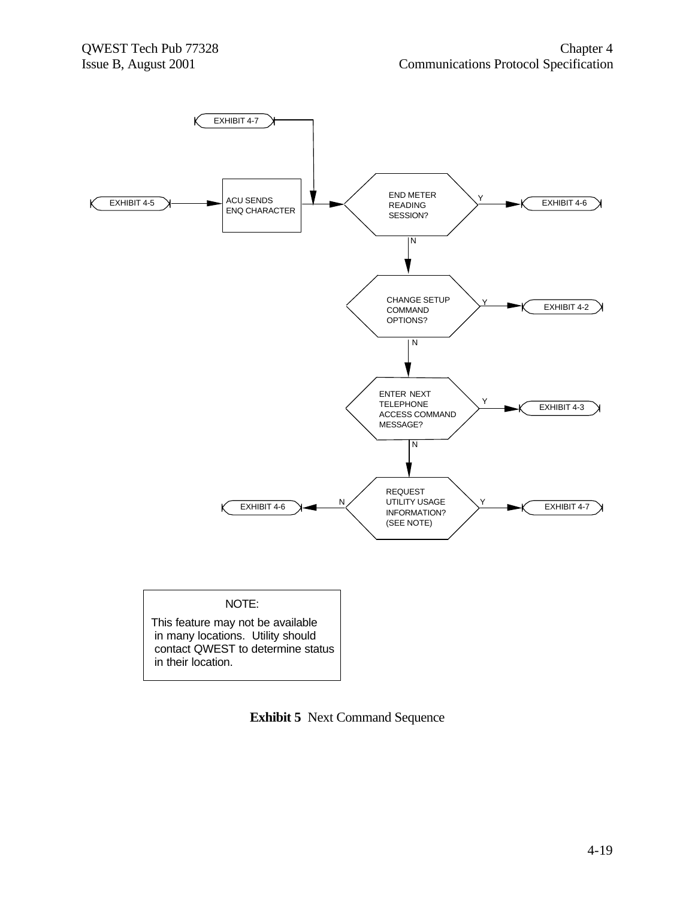EXHIBIT 4-7

EXHIBIT 4-5 → ACU SENDS ENQ CHARACTER → END METER READING SESSION? — Y → EXHIBIT 4-6

N ↓

CHANGE SETUP COMMAND OPTIONS? — Y → EXHIBIT 4-2

N ↓

ENTER NEXT TELEPHONE ACCESS COMMAND MESSAGE? — Y → EXHIBIT 4-3

N ↓

REQUEST UTILITY USAGE INFORMATION? (SEE NOTE) — Y → EXHIBIT 4-7; N → EXHIBIT 4-6

NOTE:

This feature may not be available in many locations. Utility should contact QWEST to determine status in their location.

**Exhibit 5** Next Command Sequence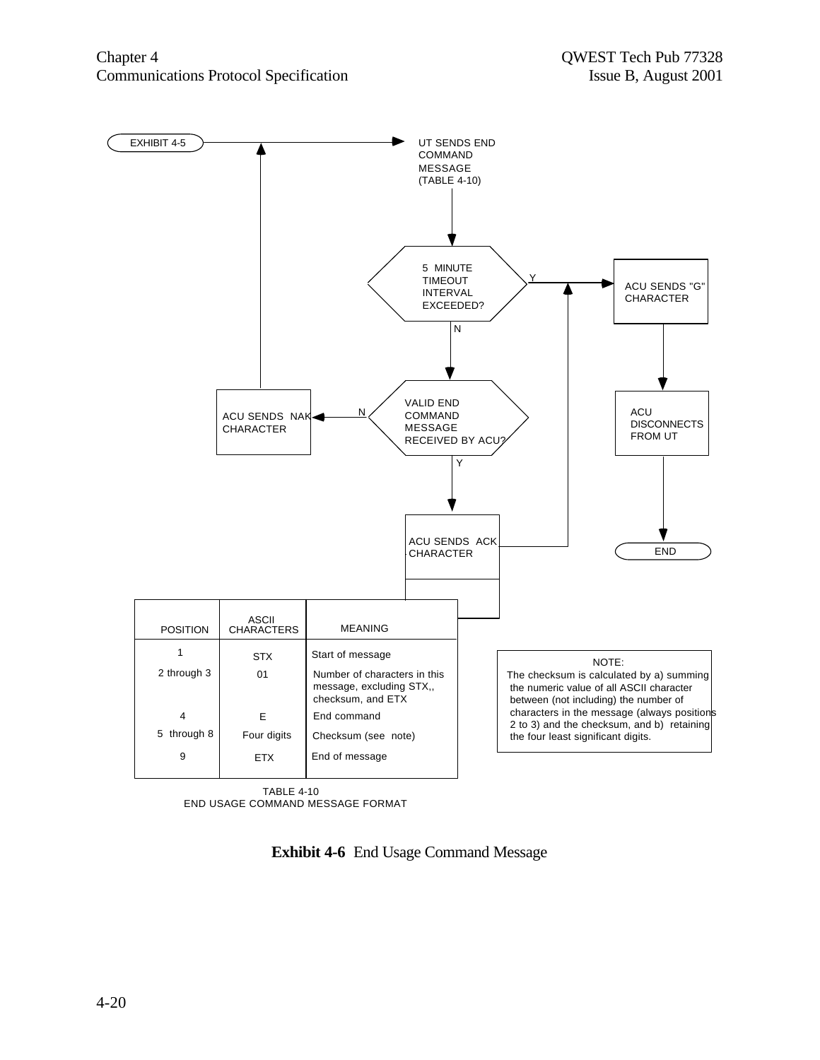EXHIBIT 4-5

UT SENDS END COMMAND MESSAGE (TABLE 4-10)

5 MINUTE TIMEOUT INTERVAL EXCEEDED?

Y

ACU SENDS "G" CHARACTER

N

VALID END COMMAND MESSAGE RECEIVED BY ACU?

N

ACU SENDS NAK CHARACTER

ACU DISCONNECTS FROM UT

Y

ACU SENDS ACK CHARACTER

END

| POSITION | ASCII CHARACTERS | MEANING |
|---|---|---|
| 1 | STX | Start of message |
| 2 through 3 | 01 | Number of characters in this message, excluding STX,, checksum, and ETX |
| 4 | E | End command |
| 5 through 8 | Four digits | Checksum (see note) |
| 9 | ETX | End of message |

TABLE 4-10
END USAGE COMMAND MESSAGE FORMAT

NOTE:
The checksum is calculated by a) summing the numeric value of all ASCII character between (not including) the number of characters in the message (always positions 2 to 3) and the checksum, and b) retaining the four least significant digits.

**Exhibit 4-6** End Usage Command Message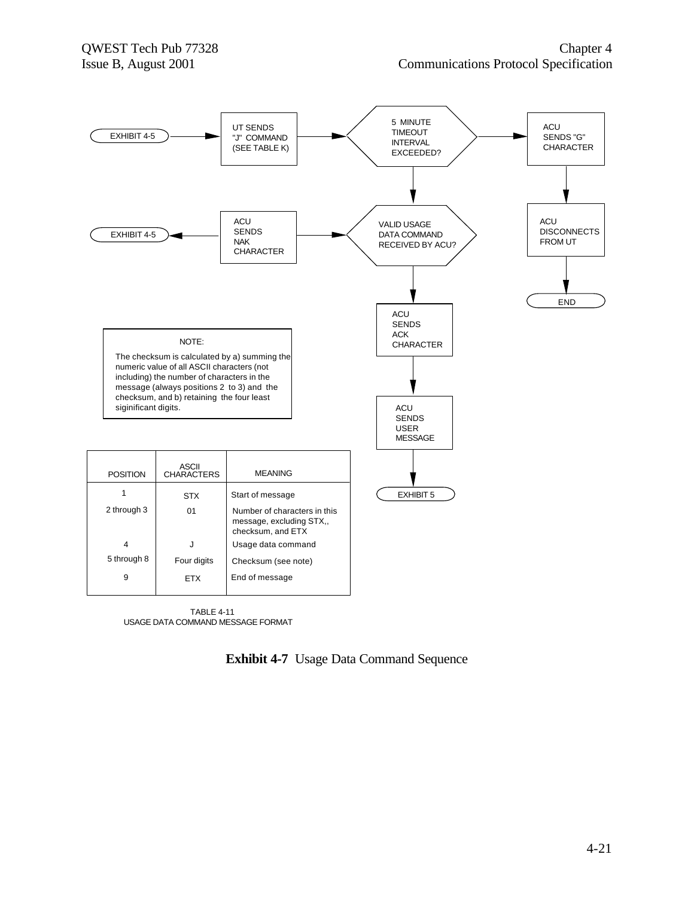EXHIBIT 4-5 → UT SENDS "J" COMMAND (SEE TABLE K) → 5 MINUTE TIMEOUT INTERVAL EXCEEDED? → ACU SENDS "G" CHARACTER → ACU DISCONNECTS FROM UT → END

5 MINUTE TIMEOUT INTERVAL EXCEEDED? → VALID USAGE DATA COMMAND RECEIVED BY ACU?

VALID USAGE DATA COMMAND RECEIVED BY ACU? → ACU SENDS NAK CHARACTER → EXHIBIT 4-5

VALID USAGE DATA COMMAND RECEIVED BY ACU? → ACU SENDS ACK CHARACTER → ACU SENDS USER MESSAGE → EXHIBIT 5

NOTE:

The checksum is calculated by a) summing the numeric value of all ASCII characters (not including) the number of characters in the message (always positions 2 to 3) and the checksum, and b) retaining the four least siginificant digits.

| POSITION | ASCII CHARACTERS | MEANING |
|---|---|---|
| 1 | STX | Start of message |
| 2 through 3 | 01 | Number of characters in this message, excluding STX,, checksum, and ETX |
| 4 | J | Usage data command |
| 5 through 8 | Four digits | Checksum (see note) |
| 9 | ETX | End of message |

TABLE 4-11
USAGE DATA COMMAND MESSAGE FORMAT

**Exhibit 4-7** Usage Data Command Sequence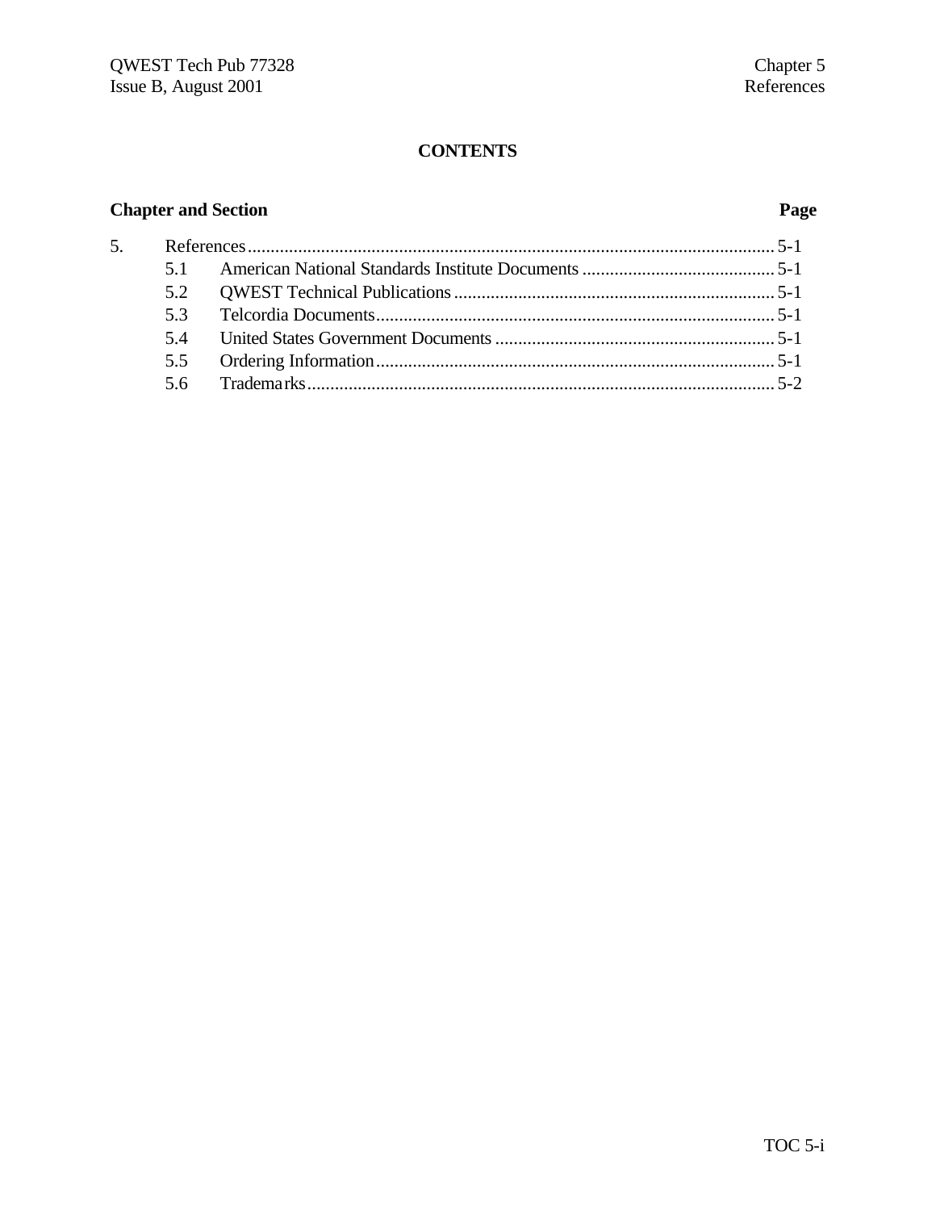# CONTENTS

| Chapter and Section | | Page |
|---|---|---|
| 5. | References | 5-1 |
| 5.1 | American National Standards Institute Documents | 5-1 |
| 5.2 | QWEST Technical Publications | 5-1 |
| 5.3 | Telcordia Documents | 5-1 |
| 5.4 | United States Government Documents | 5-1 |
| 5.5 | Ordering Information | 5-1 |
| 5.6 | Trademarks | 5-2 |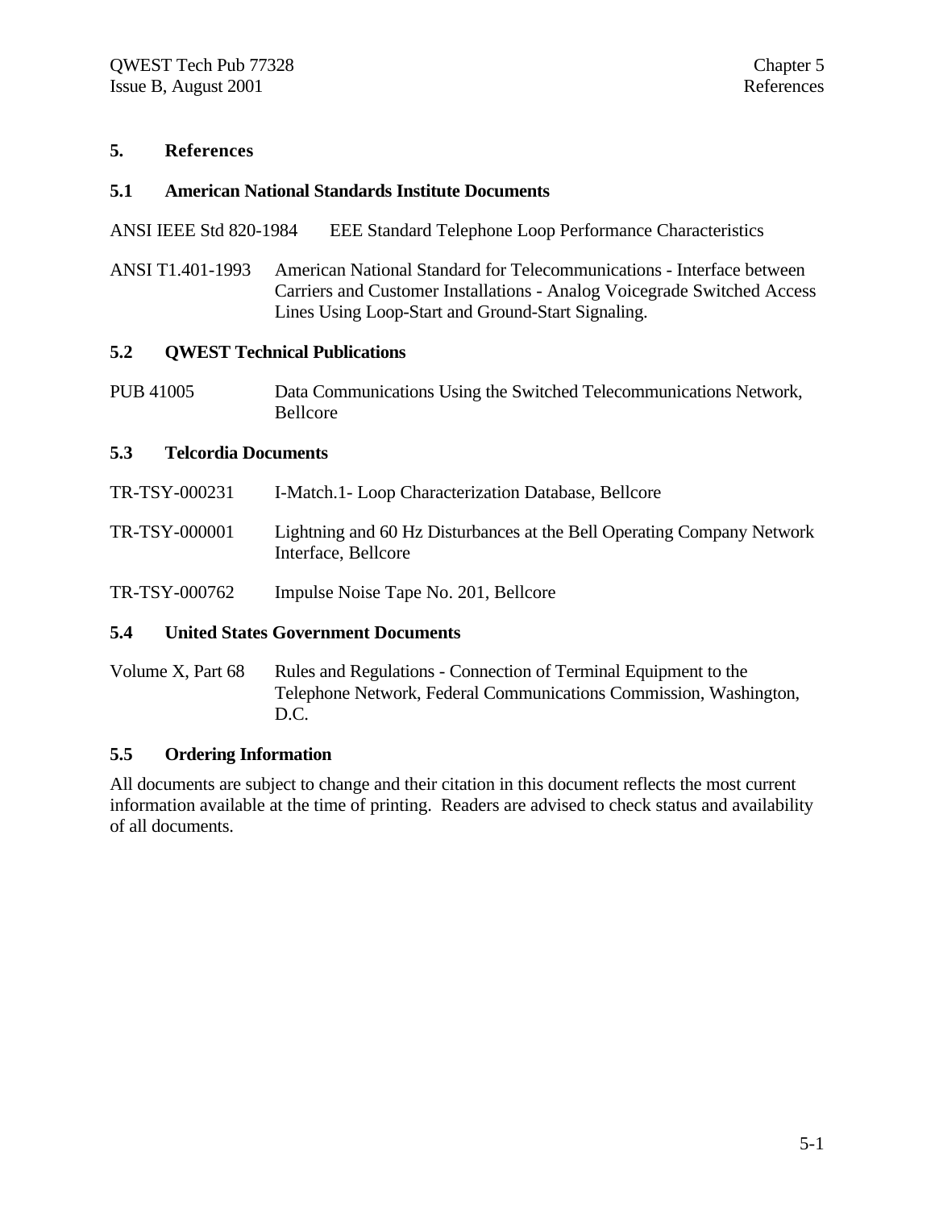# 5. References

## 5.1 American National Standards Institute Documents

ANSI IEEE Std 820-1984 EEE Standard Telephone Loop Performance Characteristics

ANSI T1.401-1993 American National Standard for Telecommunications - Interface between Carriers and Customer Installations - Analog Voicegrade Switched Access Lines Using Loop-Start and Ground-Start Signaling.

## 5.2 QWEST Technical Publications

PUB 41005 Data Communications Using the Switched Telecommunications Network, Bellcore

## 5.3 Telcordia Documents

TR-TSY-000231 I-Match.1- Loop Characterization Database, Bellcore

TR-TSY-000001 Lightning and 60 Hz Disturbances at the Bell Operating Company Network Interface, Bellcore

TR-TSY-000762 Impulse Noise Tape No. 201, Bellcore

## 5.4 United States Government Documents

Volume X, Part 68 Rules and Regulations - Connection of Terminal Equipment to the Telephone Network, Federal Communications Commission, Washington, D.C.

## 5.5 Ordering Information

All documents are subject to change and their citation in this document reflects the most current information available at the time of printing. Readers are advised to check status and availability of all documents.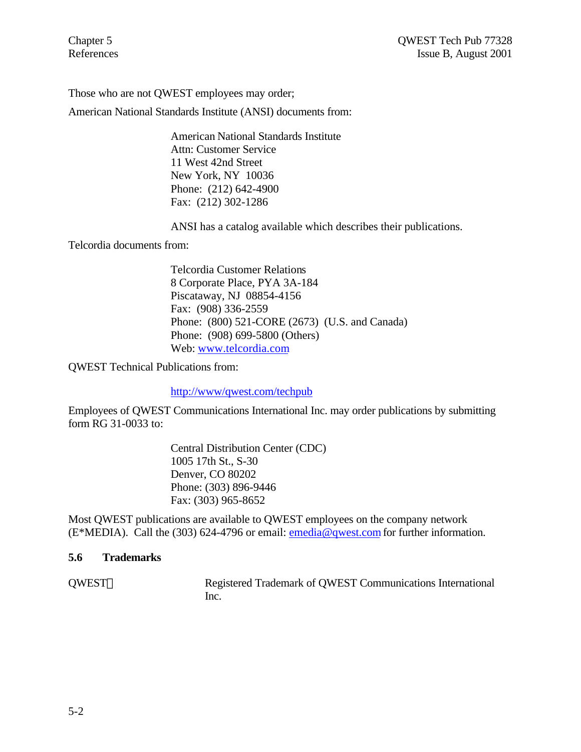Those who are not QWEST employees may order;

American National Standards Institute (ANSI) documents from:

> American National Standards Institute
> Attn: Customer Service
> 11 West 42nd Street
> New York, NY 10036
> Phone: (212) 642-4900
> Fax: (212) 302-1286
>
> ANSI has a catalog available which describes their publications.

Telcordia documents from:

> Telcordia Customer Relations
> 8 Corporate Place, PYA 3A-184
> Piscataway, NJ 08854-4156
> Fax: (908) 336-2559
> Phone: (800) 521-CORE (2673) (U.S. and Canada)
> Phone: (908) 699-5800 (Others)
> Web: www.telcordia.com

QWEST Technical Publications from:

> http://www/qwest.com/techpub

Employees of QWEST Communications International Inc. may order publications by submitting form RG 31-0033 to:

> Central Distribution Center (CDC)
> 1005 17th St., S-30
> Denver, CO 80202
> Phone: (303) 896-9446
> Fax: (303) 965-8652

Most QWEST publications are available to QWEST employees on the company network (E*MEDIA). Call the (303) 624-4796 or email: emedia@qwest.com for further information.

## 5.6 Trademarks

| | |
|---|---|
| QWEST® | Registered Trademark of QWEST Communications International Inc. |